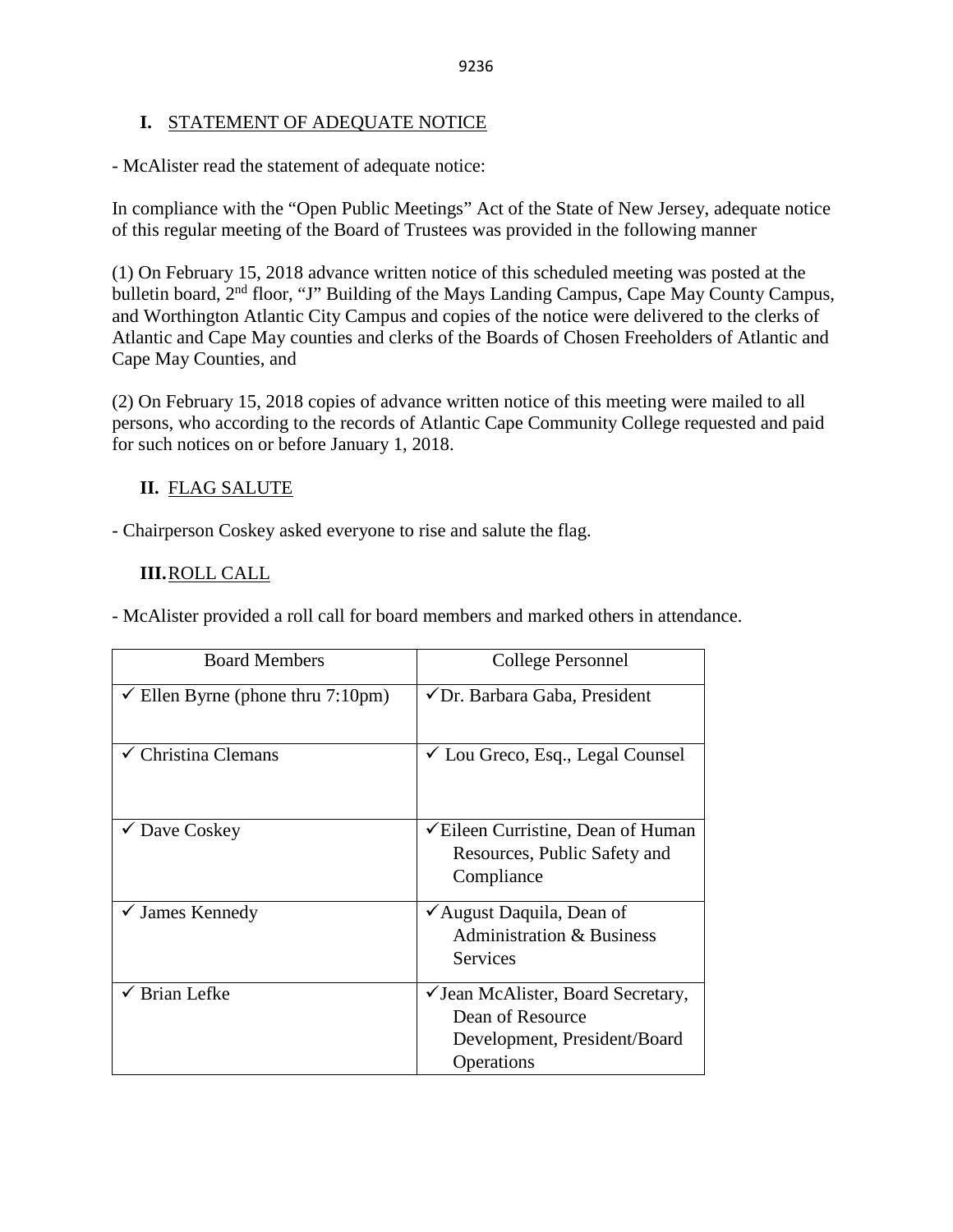## I. STATEMENT OF ADEQUATE NOTICE

- McAlister read the statement of adequate notice:

In compliance with the "Open Public Meetings" Act of the State of New Jersey, adequate notice of this regular meeting of the Board of Trustees was provided in the following manner

(1) On February 15, 2018 advance written notice of this scheduled meeting was posted at the bulletin board, 2nd floor, "J" Building of the Mays Landing Campus, Cape May County Campus, and Worthington Atlantic City Campus and copies of the notice were delivered to the clerks of Atlantic and Cape May counties and clerks of the Boards of Chosen Freeholders of Atlantic and Cape May Counties, and

(2) On February 15, 2018 copies of advance written notice of this meeting were mailed to all persons, who according to the records of Atlantic Cape Community College requested and paid for such notices on or before January 1, 2018.

## II. FLAG SALUTE

- Chairperson Coskey asked everyone to rise and salute the flag.

## III. ROLL CALL

- McAlister provided a roll call for board members and marked others in attendance.

| Board Members | College Personnel |
|---|---|
| ✓ Ellen Byrne (phone thru 7:10pm) | ✓ Dr. Barbara Gaba, President |
| ✓ Christina Clemans | ✓ Lou Greco, Esq., Legal Counsel |
| ✓ Dave Coskey | ✓ Eileen Curristine, Dean of Human Resources, Public Safety and Compliance |
| ✓ James Kennedy | ✓ August Daquila, Dean of Administration & Business Services |
| ✓ Brian Lefke | ✓ Jean McAlister, Board Secretary, Dean of Resource Development, President/Board Operations |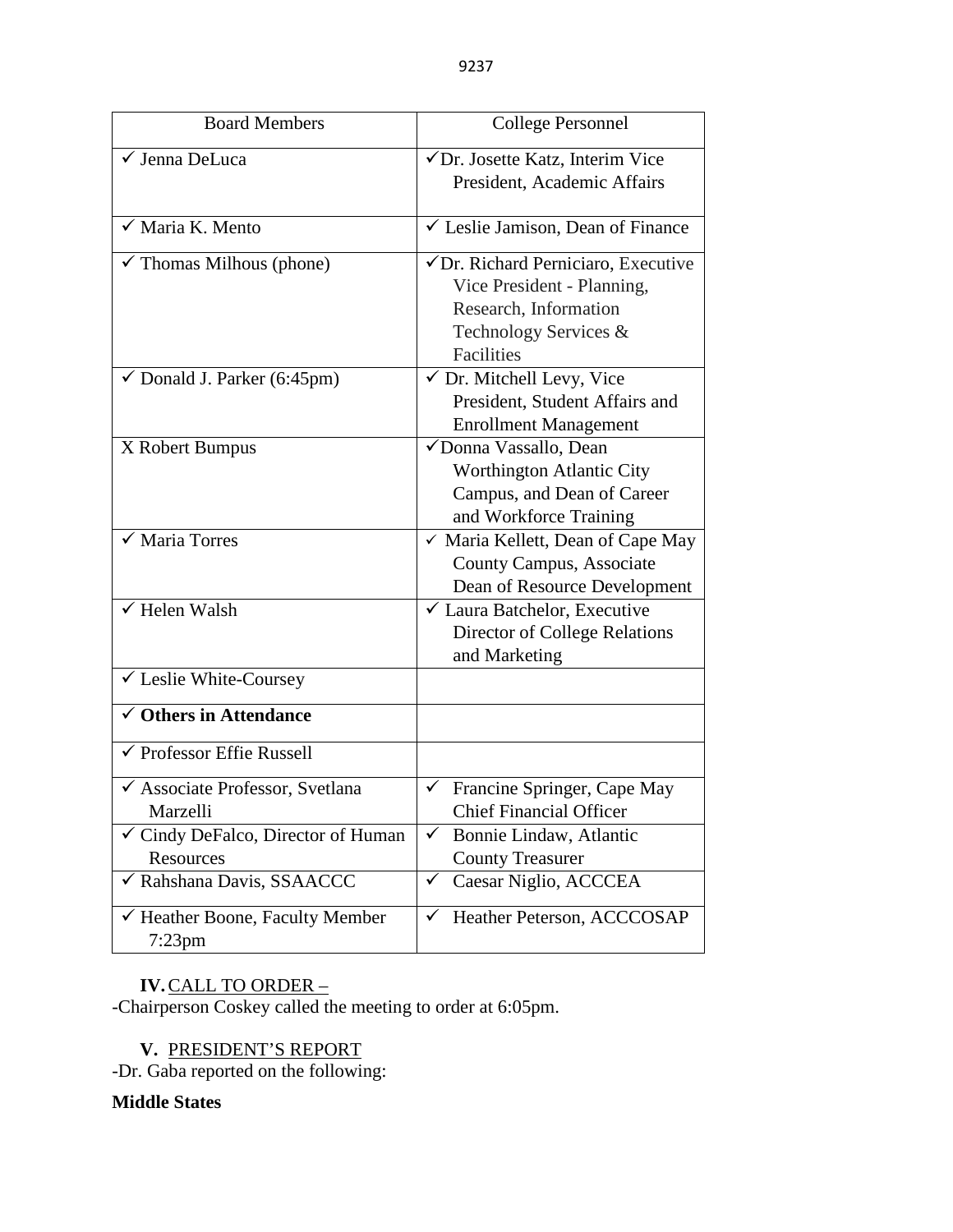| Board Members | College Personnel |
|---|---|
| ✓ Jenna DeLuca | ✓Dr. Josette Katz, Interim Vice President, Academic Affairs |
| ✓ Maria K. Mento | ✓ Leslie Jamison, Dean of Finance |
| ✓ Thomas Milhous (phone) | ✓Dr. Richard Perniciaro, Executive Vice President - Planning, Research, Information Technology Services & Facilities |
| ✓ Donald J. Parker (6:45pm) | ✓ Dr. Mitchell Levy, Vice President, Student Affairs and Enrollment Management |
| X Robert Bumpus | ✓Donna Vassallo, Dean Worthington Atlantic City Campus, and Dean of Career and Workforce Training |
| ✓ Maria Torres | ✓ Maria Kellett, Dean of Cape May County Campus, Associate Dean of Resource Development |
| ✓ Helen Walsh | ✓ Laura Batchelor, Executive Director of College Relations and Marketing |
| ✓ Leslie White-Coursey | |
| ✓ **Others in Attendance** | |
| ✓ Professor Effie Russell | |
| ✓ Associate Professor, Svetlana Marzelli | ✓ Francine Springer, Cape May Chief Financial Officer |
| ✓ Cindy DeFalco, Director of Human Resources | ✓ Bonnie Lindaw, Atlantic County Treasurer |
| ✓ Rahshana Davis, SSAACCC | ✓ Caesar Niglio, ACCCEA |
| ✓ Heather Boone, Faculty Member 7:23pm | ✓ Heather Peterson, ACCCOSAP |

**IV.** CALL TO ORDER –

-Chairperson Coskey called the meeting to order at 6:05pm.

**V.** PRESIDENT'S REPORT

-Dr. Gaba reported on the following:

**Middle States**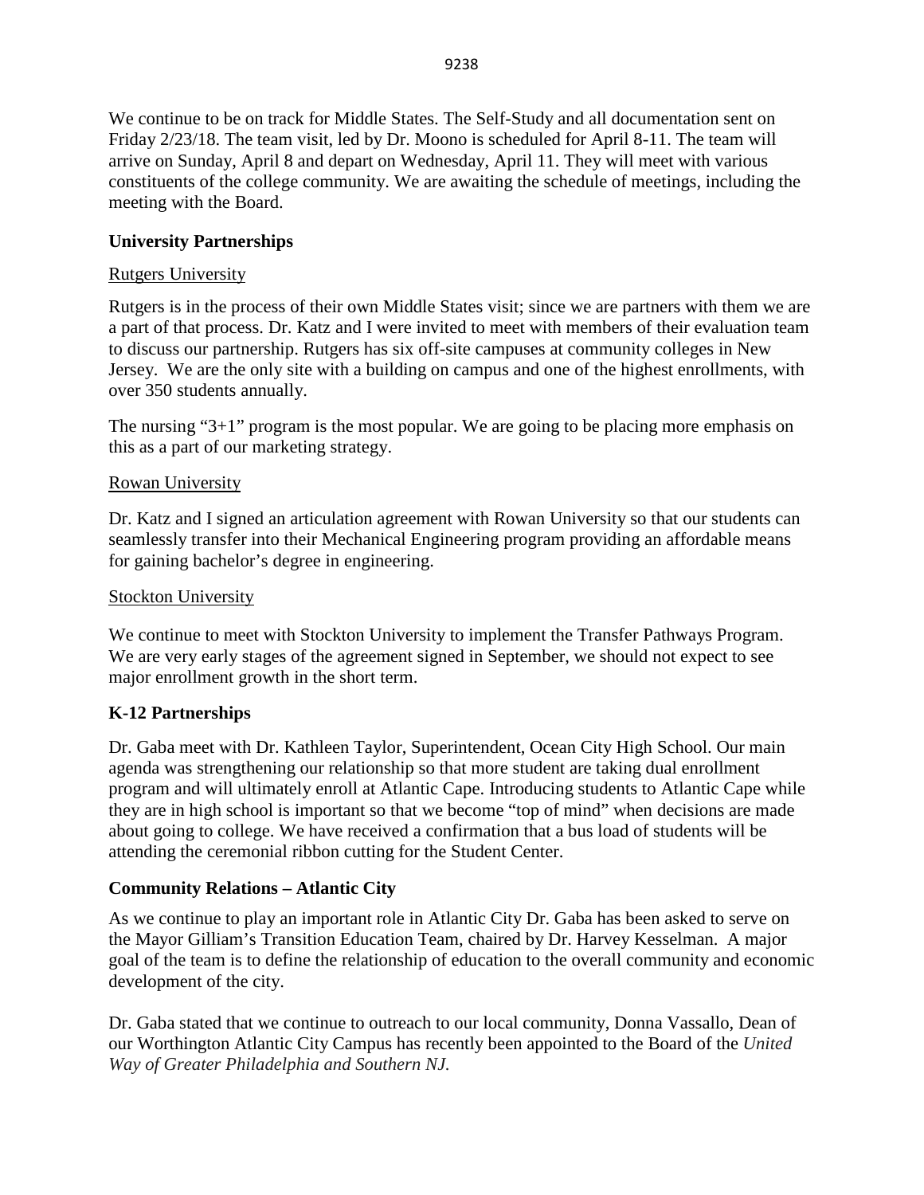We continue to be on track for Middle States. The Self-Study and all documentation sent on Friday 2/23/18. The team visit, led by Dr. Moono is scheduled for April 8-11. The team will arrive on Sunday, April 8 and depart on Wednesday, April 11. They will meet with various constituents of the college community. We are awaiting the schedule of meetings, including the meeting with the Board.

**University Partnerships**

Rutgers University

Rutgers is in the process of their own Middle States visit; since we are partners with them we are a part of that process. Dr. Katz and I were invited to meet with members of their evaluation team to discuss our partnership. Rutgers has six off-site campuses at community colleges in New Jersey. We are the only site with a building on campus and one of the highest enrollments, with over 350 students annually.

The nursing "3+1" program is the most popular. We are going to be placing more emphasis on this as a part of our marketing strategy.

Rowan University

Dr. Katz and I signed an articulation agreement with Rowan University so that our students can seamlessly transfer into their Mechanical Engineering program providing an affordable means for gaining bachelor's degree in engineering.

Stockton University

We continue to meet with Stockton University to implement the Transfer Pathways Program. We are very early stages of the agreement signed in September, we should not expect to see major enrollment growth in the short term.

**K-12 Partnerships**

Dr. Gaba meet with Dr. Kathleen Taylor, Superintendent, Ocean City High School. Our main agenda was strengthening our relationship so that more student are taking dual enrollment program and will ultimately enroll at Atlantic Cape. Introducing students to Atlantic Cape while they are in high school is important so that we become "top of mind" when decisions are made about going to college. We have received a confirmation that a bus load of students will be attending the ceremonial ribbon cutting for the Student Center.

**Community Relations – Atlantic City**

As we continue to play an important role in Atlantic City Dr. Gaba has been asked to serve on the Mayor Gilliam's Transition Education Team, chaired by Dr. Harvey Kesselman. A major goal of the team is to define the relationship of education to the overall community and economic development of the city.

Dr. Gaba stated that we continue to outreach to our local community, Donna Vassallo, Dean of our Worthington Atlantic City Campus has recently been appointed to the Board of the *United Way of Greater Philadelphia and Southern NJ.*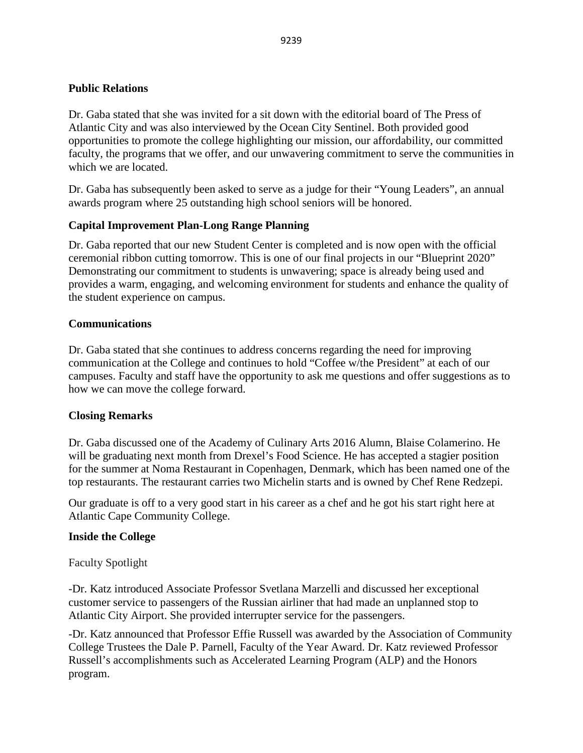**Public Relations**

Dr. Gaba stated that she was invited for a sit down with the editorial board of The Press of Atlantic City and was also interviewed by the Ocean City Sentinel. Both provided good opportunities to promote the college highlighting our mission, our affordability, our committed faculty, the programs that we offer, and our unwavering commitment to serve the communities in which we are located.

Dr. Gaba has subsequently been asked to serve as a judge for their "Young Leaders", an annual awards program where 25 outstanding high school seniors will be honored.

**Capital Improvement Plan-Long Range Planning**

Dr. Gaba reported that our new Student Center is completed and is now open with the official ceremonial ribbon cutting tomorrow. This is one of our final projects in our "Blueprint 2020" Demonstrating our commitment to students is unwavering; space is already being used and provides a warm, engaging, and welcoming environment for students and enhance the quality of the student experience on campus.

**Communications**

Dr. Gaba stated that she continues to address concerns regarding the need for improving communication at the College and continues to hold "Coffee w/the President" at each of our campuses. Faculty and staff have the opportunity to ask me questions and offer suggestions as to how we can move the college forward.

**Closing Remarks**

Dr. Gaba discussed one of the Academy of Culinary Arts 2016 Alumn, Blaise Colamerino. He will be graduating next month from Drexel's Food Science. He has accepted a stagier position for the summer at Noma Restaurant in Copenhagen, Denmark, which has been named one of the top restaurants. The restaurant carries two Michelin starts and is owned by Chef Rene Redzepi.

Our graduate is off to a very good start in his career as a chef and he got his start right here at Atlantic Cape Community College.

**Inside the College**

Faculty Spotlight

-Dr. Katz introduced Associate Professor Svetlana Marzelli and discussed her exceptional customer service to passengers of the Russian airliner that had made an unplanned stop to Atlantic City Airport. She provided interrupter service for the passengers.

-Dr. Katz announced that Professor Effie Russell was awarded by the Association of Community College Trustees the Dale P. Parnell, Faculty of the Year Award. Dr. Katz reviewed Professor Russell's accomplishments such as Accelerated Learning Program (ALP) and the Honors program.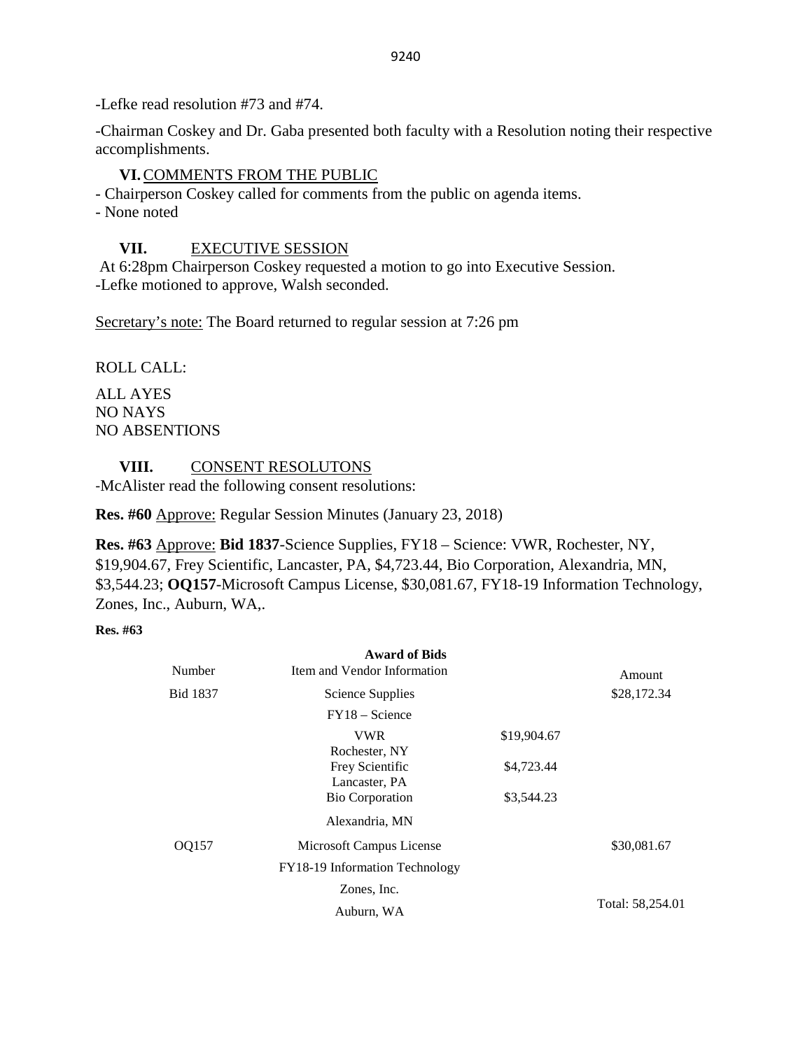-Lefke read resolution #73 and #74.

-Chairman Coskey and Dr. Gaba presented both faculty with a Resolution noting their respective accomplishments.

## VI. COMMENTS FROM THE PUBLIC

- Chairperson Coskey called for comments from the public on agenda items.
- None noted

## VII. EXECUTIVE SESSION

At 6:28pm Chairperson Coskey requested a motion to go into Executive Session.
-Lefke motioned to approve, Walsh seconded.

Secretary's note: The Board returned to regular session at 7:26 pm

ROLL CALL:

ALL AYES
NO NAYS
NO ABSENTIONS

## VIII. CONSENT RESOLUTONS

-McAlister read the following consent resolutions:

**Res. #60** Approve: Regular Session Minutes (January 23, 2018)

**Res. #63** Approve: **Bid 1837**-Science Supplies, FY18 – Science: VWR, Rochester, NY, \$19,904.67, Frey Scientific, Lancaster, PA, \$4,723.44, Bio Corporation, Alexandria, MN, \$3,544.23; **OQ157**-Microsoft Campus License, \$30,081.67, FY18-19 Information Technology, Zones, Inc., Auburn, WA,.

**Res. #63**

**Award of Bids**

| Number | Item and Vendor Information | | Amount |
|---|---|---|---|
| Bid 1837 | Science Supplies | | \$28,172.34 |
| | FY18 – Science | | |
| | VWR<br>Rochester, NY | \$19,904.67 | |
| | Frey Scientific<br>Lancaster, PA | \$4,723.44 | |
| | Bio Corporation | \$3,544.23 | |
| | Alexandria, MN | | |
| OQ157 | Microsoft Campus License | | \$30,081.67 |
| | FY18-19 Information Technology | | |
| | Zones, Inc. | | |
| | Auburn, WA | | Total: 58,254.01 |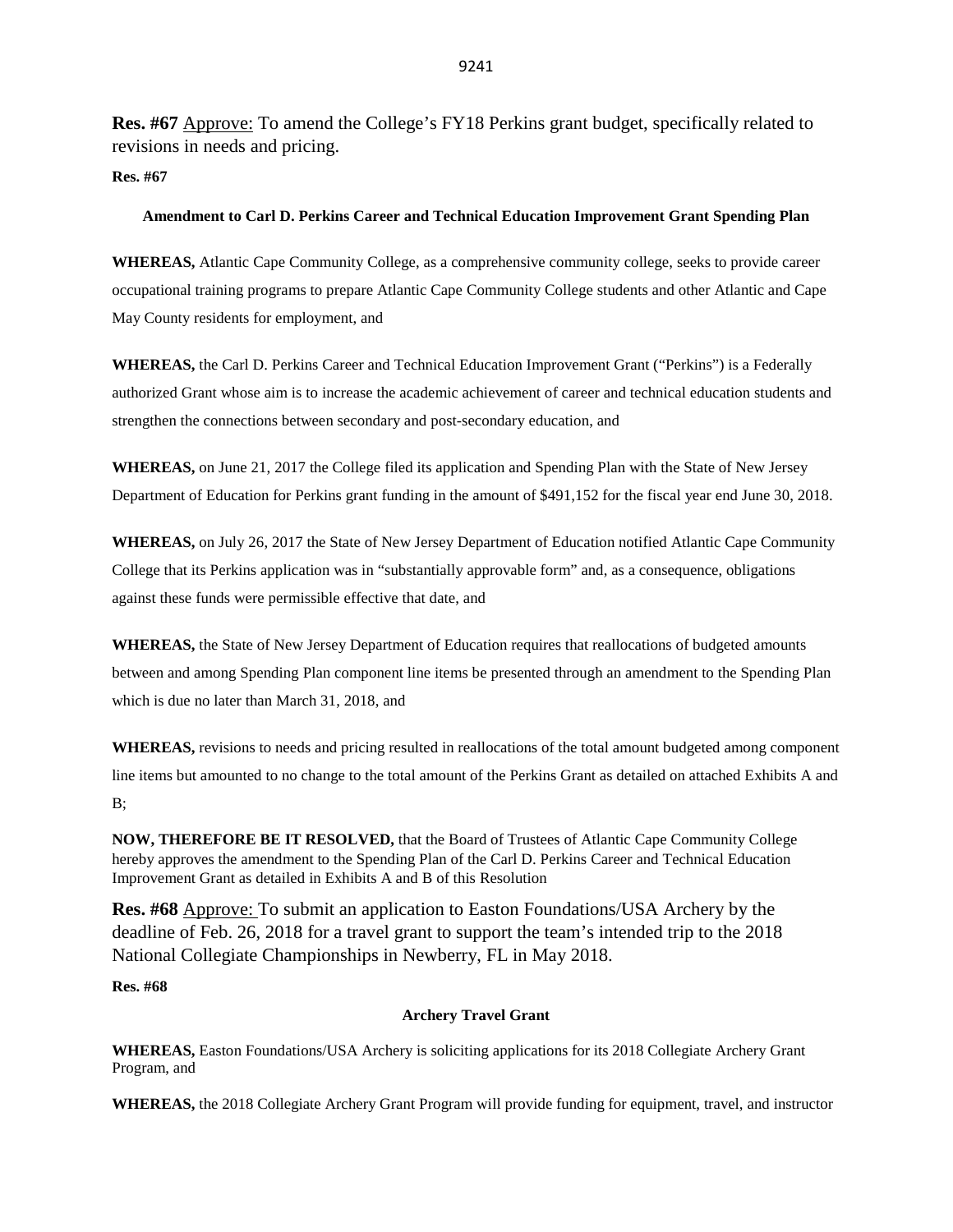**Res. #67** Approve: To amend the College's FY18 Perkins grant budget, specifically related to revisions in needs and pricing.

**Res. #67**

**Amendment to Carl D. Perkins Career and Technical Education Improvement Grant Spending Plan**

**WHEREAS,** Atlantic Cape Community College, as a comprehensive community college, seeks to provide career occupational training programs to prepare Atlantic Cape Community College students and other Atlantic and Cape May County residents for employment, and

**WHEREAS,** the Carl D. Perkins Career and Technical Education Improvement Grant ("Perkins") is a Federally authorized Grant whose aim is to increase the academic achievement of career and technical education students and strengthen the connections between secondary and post-secondary education, and

**WHEREAS,** on June 21, 2017 the College filed its application and Spending Plan with the State of New Jersey Department of Education for Perkins grant funding in the amount of $491,152 for the fiscal year end June 30, 2018.

**WHEREAS,** on July 26, 2017 the State of New Jersey Department of Education notified Atlantic Cape Community College that its Perkins application was in "substantially approvable form" and, as a consequence, obligations against these funds were permissible effective that date, and

**WHEREAS,** the State of New Jersey Department of Education requires that reallocations of budgeted amounts between and among Spending Plan component line items be presented through an amendment to the Spending Plan which is due no later than March 31, 2018, and

**WHEREAS,** revisions to needs and pricing resulted in reallocations of the total amount budgeted among component line items but amounted to no change to the total amount of the Perkins Grant as detailed on attached Exhibits A and B;

**NOW, THEREFORE BE IT RESOLVED,** that the Board of Trustees of Atlantic Cape Community College hereby approves the amendment to the Spending Plan of the Carl D. Perkins Career and Technical Education Improvement Grant as detailed in Exhibits A and B of this Resolution

**Res. #68** Approve: To submit an application to Easton Foundations/USA Archery by the deadline of Feb. 26, 2018 for a travel grant to support the team's intended trip to the 2018 National Collegiate Championships in Newberry, FL in May 2018.

**Res. #68**

**Archery Travel Grant**

**WHEREAS,** Easton Foundations/USA Archery is soliciting applications for its 2018 Collegiate Archery Grant Program, and

**WHEREAS,** the 2018 Collegiate Archery Grant Program will provide funding for equipment, travel, and instructor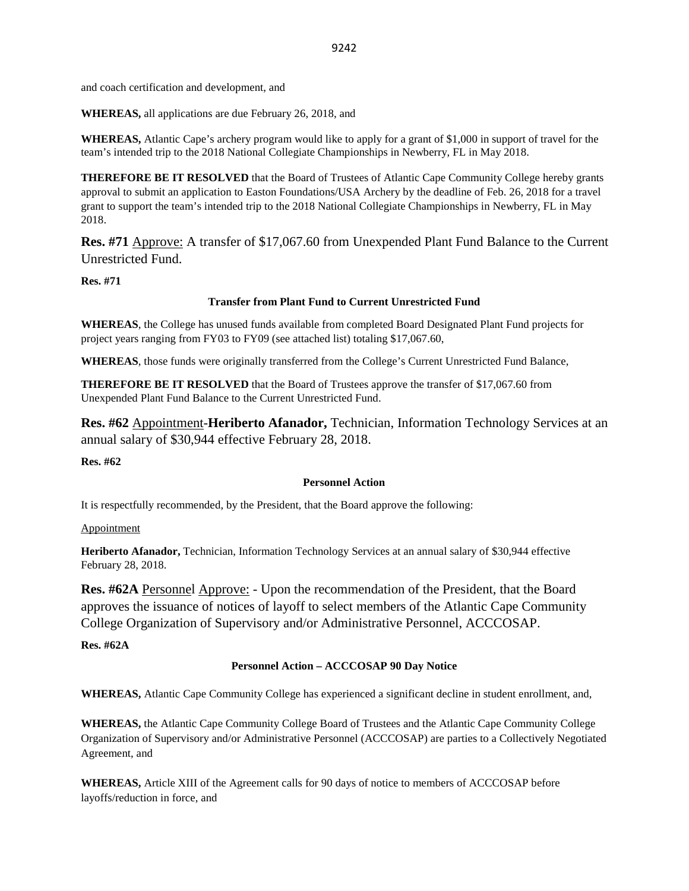and coach certification and development, and

**WHEREAS,** all applications are due February 26, 2018, and

**WHEREAS,** Atlantic Cape's archery program would like to apply for a grant of $1,000 in support of travel for the team's intended trip to the 2018 National Collegiate Championships in Newberry, FL in May 2018.

**THEREFORE BE IT RESOLVED** that the Board of Trustees of Atlantic Cape Community College hereby grants approval to submit an application to Easton Foundations/USA Archery by the deadline of Feb. 26, 2018 for a travel grant to support the team's intended trip to the 2018 National Collegiate Championships in Newberry, FL in May 2018.

**Res. #71** Approve: A transfer of $17,067.60 from Unexpended Plant Fund Balance to the Current Unrestricted Fund.

**Res. #71**

**Transfer from Plant Fund to Current Unrestricted Fund**

**WHEREAS**, the College has unused funds available from completed Board Designated Plant Fund projects for project years ranging from FY03 to FY09 (see attached list) totaling $17,067.60,

**WHEREAS**, those funds were originally transferred from the College's Current Unrestricted Fund Balance,

**THEREFORE BE IT RESOLVED** that the Board of Trustees approve the transfer of $17,067.60 from Unexpended Plant Fund Balance to the Current Unrestricted Fund.

**Res. #62** Appointment-**Heriberto Afanador,** Technician, Information Technology Services at an annual salary of $30,944 effective February 28, 2018.

**Res. #62**

**Personnel Action**

It is respectfully recommended, by the President, that the Board approve the following:

Appointment

**Heriberto Afanador,** Technician, Information Technology Services at an annual salary of $30,944 effective February 28, 2018.

**Res. #62A** Personnel Approve: - Upon the recommendation of the President, that the Board approves the issuance of notices of layoff to select members of the Atlantic Cape Community College Organization of Supervisory and/or Administrative Personnel, ACCCOSAP.

**Res. #62A**

**Personnel Action – ACCCOSAP 90 Day Notice**

**WHEREAS,** Atlantic Cape Community College has experienced a significant decline in student enrollment, and,

**WHEREAS,** the Atlantic Cape Community College Board of Trustees and the Atlantic Cape Community College Organization of Supervisory and/or Administrative Personnel (ACCCOSAP) are parties to a Collectively Negotiated Agreement, and

**WHEREAS,** Article XIII of the Agreement calls for 90 days of notice to members of ACCCOSAP before layoffs/reduction in force, and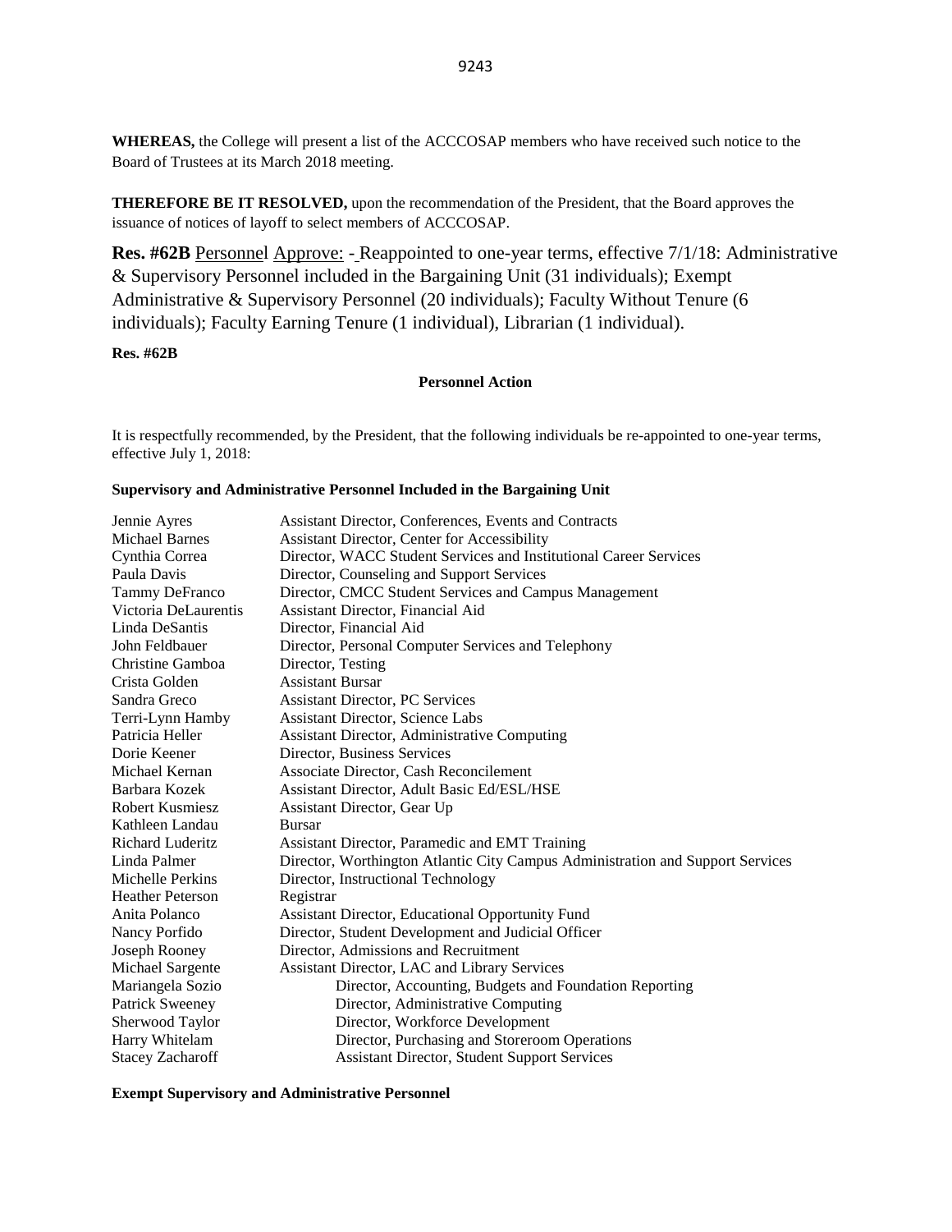**WHEREAS,** the College will present a list of the ACCCOSAP members who have received such notice to the Board of Trustees at its March 2018 meeting.

**THEREFORE BE IT RESOLVED,** upon the recommendation of the President, that the Board approves the issuance of notices of layoff to select members of ACCCOSAP.

**Res. #62B** Personnel Approve: - Reappointed to one-year terms, effective 7/1/18: Administrative & Supervisory Personnel included in the Bargaining Unit (31 individuals); Exempt Administrative & Supervisory Personnel (20 individuals); Faculty Without Tenure (6 individuals); Faculty Earning Tenure (1 individual), Librarian (1 individual).

**Res. #62B**

**Personnel Action**

It is respectfully recommended, by the President, that the following individuals be re-appointed to one-year terms, effective July 1, 2018:

**Supervisory and Administrative Personnel Included in the Bargaining Unit**

| Name | Title |
|---|---|
| Jennie Ayres | Assistant Director, Conferences, Events and Contracts |
| Michael Barnes | Assistant Director, Center for Accessibility |
| Cynthia Correa | Director, WACC Student Services and Institutional Career Services |
| Paula Davis | Director, Counseling and Support Services |
| Tammy DeFranco | Director, CMCC Student Services and Campus Management |
| Victoria DeLaurentis | Assistant Director, Financial Aid |
| Linda DeSantis | Director, Financial Aid |
| John Feldbauer | Director, Personal Computer Services and Telephony |
| Christine Gamboa | Director, Testing |
| Crista Golden | Assistant Bursar |
| Sandra Greco | Assistant Director, PC Services |
| Terri-Lynn Hamby | Assistant Director, Science Labs |
| Patricia Heller | Assistant Director, Administrative Computing |
| Dorie Keener | Director, Business Services |
| Michael Kernan | Associate Director, Cash Reconcilement |
| Barbara Kozek | Assistant Director, Adult Basic Ed/ESL/HSE |
| Robert Kusmiesz | Assistant Director, Gear Up |
| Kathleen Landau | Bursar |
| Richard Luderitz | Assistant Director, Paramedic and EMT Training |
| Linda Palmer | Director, Worthington Atlantic City Campus Administration and Support Services |
| Michelle Perkins | Director, Instructional Technology |
| Heather Peterson | Registrar |
| Anita Polanco | Assistant Director, Educational Opportunity Fund |
| Nancy Porfido | Director, Student Development and Judicial Officer |
| Joseph Rooney | Director, Admissions and Recruitment |
| Michael Sargente | Assistant Director, LAC and Library Services |
| Mariangela Sozio | Director, Accounting, Budgets and Foundation Reporting |
| Patrick Sweeney | Director, Administrative Computing |
| Sherwood Taylor | Director, Workforce Development |
| Harry Whitelam | Director, Purchasing and Storeroom Operations |
| Stacey Zacharoff | Assistant Director, Student Support Services |

**Exempt Supervisory and Administrative Personnel**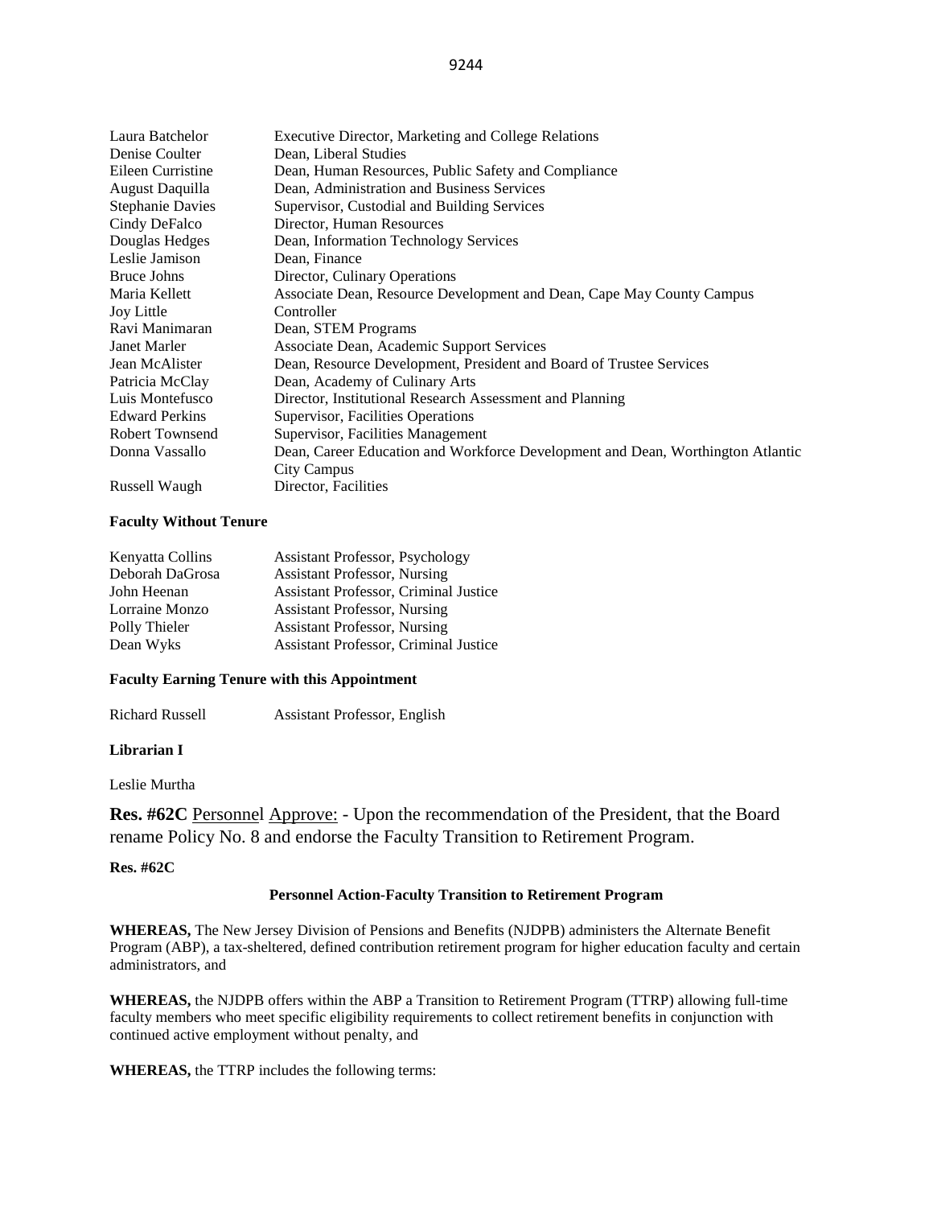| | |
|---|---|
| Laura Batchelor | Executive Director, Marketing and College Relations |
| Denise Coulter | Dean, Liberal Studies |
| Eileen Curristine | Dean, Human Resources, Public Safety and Compliance |
| August Daquilla | Dean, Administration and Business Services |
| Stephanie Davies | Supervisor, Custodial and Building Services |
| Cindy DeFalco | Director, Human Resources |
| Douglas Hedges | Dean, Information Technology Services |
| Leslie Jamison | Dean, Finance |
| Bruce Johns | Director, Culinary Operations |
| Maria Kellett | Associate Dean, Resource Development and Dean, Cape May County Campus |
| Joy Little | Controller |
| Ravi Manimaran | Dean, STEM Programs |
| Janet Marler | Associate Dean, Academic Support Services |
| Jean McAlister | Dean, Resource Development, President and Board of Trustee Services |
| Patricia McClay | Dean, Academy of Culinary Arts |
| Luis Montefusco | Director, Institutional Research Assessment and Planning |
| Edward Perkins | Supervisor, Facilities Operations |
| Robert Townsend | Supervisor, Facilities Management |
| Donna Vassallo | Dean, Career Education and Workforce Development and Dean, Worthington Atlantic City Campus |
| Russell Waugh | Director, Facilities |

**Faculty Without Tenure**

| | |
|---|---|
| Kenyatta Collins | Assistant Professor, Psychology |
| Deborah DaGrosa | Assistant Professor, Nursing |
| John Heenan | Assistant Professor, Criminal Justice |
| Lorraine Monzo | Assistant Professor, Nursing |
| Polly Thieler | Assistant Professor, Nursing |
| Dean Wyks | Assistant Professor, Criminal Justice |

**Faculty Earning Tenure with this Appointment**

| | |
|---|---|
| Richard Russell | Assistant Professor, English |

**Librarian I**

Leslie Murtha

**Res. #62C** Personnel Approve: - Upon the recommendation of the President, that the Board rename Policy No. 8 and endorse the Faculty Transition to Retirement Program.

**Res. #62C**

**Personnel Action-Faculty Transition to Retirement Program**

**WHEREAS,** The New Jersey Division of Pensions and Benefits (NJDPB) administers the Alternate Benefit Program (ABP), a tax-sheltered, defined contribution retirement program for higher education faculty and certain administrators, and

**WHEREAS,** the NJDPB offers within the ABP a Transition to Retirement Program (TTRP) allowing full-time faculty members who meet specific eligibility requirements to collect retirement benefits in conjunction with continued active employment without penalty, and

**WHEREAS,** the TTRP includes the following terms: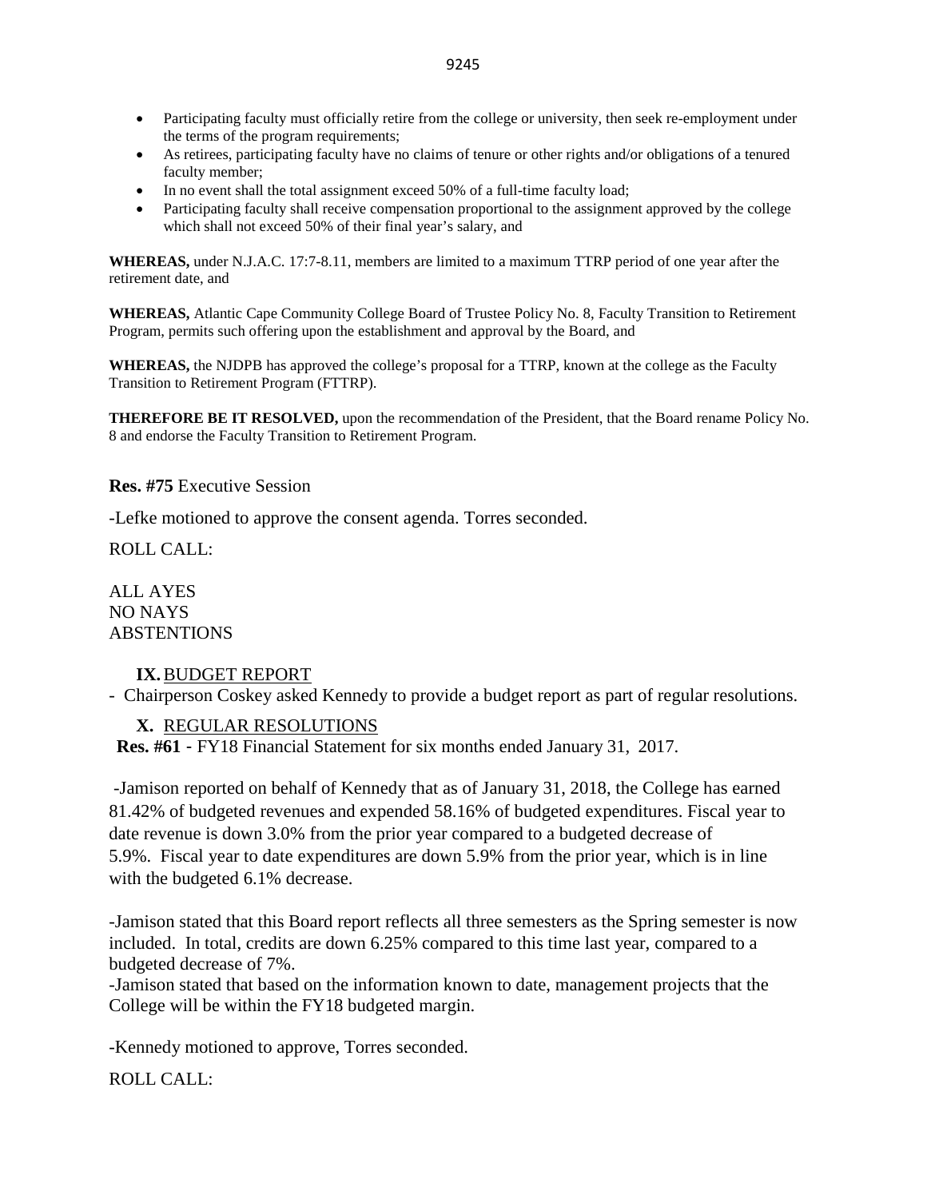- Participating faculty must officially retire from the college or university, then seek re-employment under the terms of the program requirements;
- As retirees, participating faculty have no claims of tenure or other rights and/or obligations of a tenured faculty member;
- In no event shall the total assignment exceed 50% of a full-time faculty load;
- Participating faculty shall receive compensation proportional to the assignment approved by the college which shall not exceed 50% of their final year's salary, and

**WHEREAS,** under N.J.A.C. 17:7-8.11, members are limited to a maximum TTRP period of one year after the retirement date, and

**WHEREAS,** Atlantic Cape Community College Board of Trustee Policy No. 8, Faculty Transition to Retirement Program, permits such offering upon the establishment and approval by the Board, and

**WHEREAS,** the NJDPB has approved the college's proposal for a TTRP, known at the college as the Faculty Transition to Retirement Program (FTTRP).

**THEREFORE BE IT RESOLVED,** upon the recommendation of the President, that the Board rename Policy No. 8 and endorse the Faculty Transition to Retirement Program.

**Res. #75** Executive Session

-Lefke motioned to approve the consent agenda. Torres seconded.

ROLL CALL:

ALL AYES
NO NAYS
ABSTENTIONS

## IX. BUDGET REPORT

- Chairperson Coskey asked Kennedy to provide a budget report as part of regular resolutions.

## X. REGULAR RESOLUTIONS

**Res. #61** - FY18 Financial Statement for six months ended January 31, 2017.

-Jamison reported on behalf of Kennedy that as of January 31, 2018, the College has earned 81.42% of budgeted revenues and expended 58.16% of budgeted expenditures. Fiscal year to date revenue is down 3.0% from the prior year compared to a budgeted decrease of 5.9%. Fiscal year to date expenditures are down 5.9% from the prior year, which is in line with the budgeted 6.1% decrease.

-Jamison stated that this Board report reflects all three semesters as the Spring semester is now included. In total, credits are down 6.25% compared to this time last year, compared to a budgeted decrease of 7%.

-Jamison stated that based on the information known to date, management projects that the College will be within the FY18 budgeted margin.

-Kennedy motioned to approve, Torres seconded.

ROLL CALL: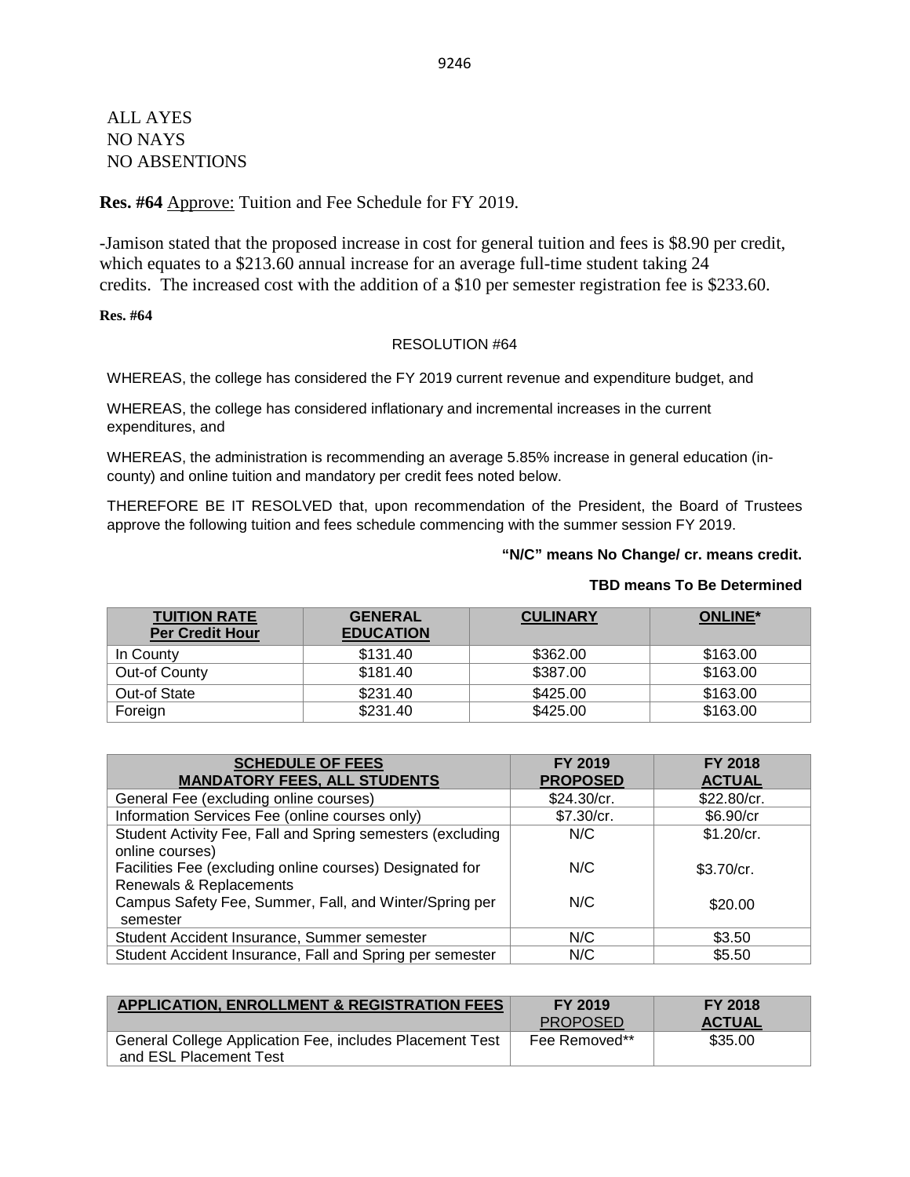ALL AYES
NO NAYS
NO ABSENTIONS

**Res. #64** Approve: Tuition and Fee Schedule for FY 2019.

-Jamison stated that the proposed increase in cost for general tuition and fees is $8.90 per credit, which equates to a $213.60 annual increase for an average full-time student taking 24 credits. The increased cost with the addition of a $10 per semester registration fee is $233.60.

**Res. #64**

RESOLUTION #64

WHEREAS, the college has considered the FY 2019 current revenue and expenditure budget, and

WHEREAS, the college has considered inflationary and incremental increases in the current expenditures, and

WHEREAS, the administration is recommending an average 5.85% increase in general education (in-county) and online tuition and mandatory per credit fees noted below.

THEREFORE BE IT RESOLVED that, upon recommendation of the President, the Board of Trustees approve the following tuition and fees schedule commencing with the summer session FY 2019.

**"N/C" means No Change/ cr. means credit.**

**TBD means To Be Determined**

| TUITION RATE Per Credit Hour | GENERAL EDUCATION | CULINARY | ONLINE* |
|---|---|---|---|
| In County | $131.40 | $362.00 | $163.00 |
| Out-of County | $181.40 | $387.00 | $163.00 |
| Out-of State | $231.40 | $425.00 | $163.00 |
| Foreign | $231.40 | $425.00 | $163.00 |

| SCHEDULE OF FEES MANDATORY FEES, ALL STUDENTS | FY 2019 PROPOSED | FY 2018 ACTUAL |
|---|---|---|
| General Fee (excluding online courses) | $24.30/cr. | $22.80/cr. |
| Information Services Fee (online courses only) | $7.30/cr. | $6.90/cr |
| Student Activity Fee, Fall and Spring semesters (excluding online courses) | N/C | $1.20/cr. |
| Facilities Fee (excluding online courses) Designated for Renewals & Replacements | N/C | $3.70/cr. |
| Campus Safety Fee, Summer, Fall, and Winter/Spring per semester | N/C | $20.00 |
| Student Accident Insurance, Summer semester | N/C | $3.50 |
| Student Accident Insurance, Fall and Spring per semester | N/C | $5.50 |

| APPLICATION, ENROLLMENT & REGISTRATION FEES | FY 2019 PROPOSED | FY 2018 ACTUAL |
|---|---|---|
| General College Application Fee, includes Placement Test and ESL Placement Test | Fee Removed** | $35.00 |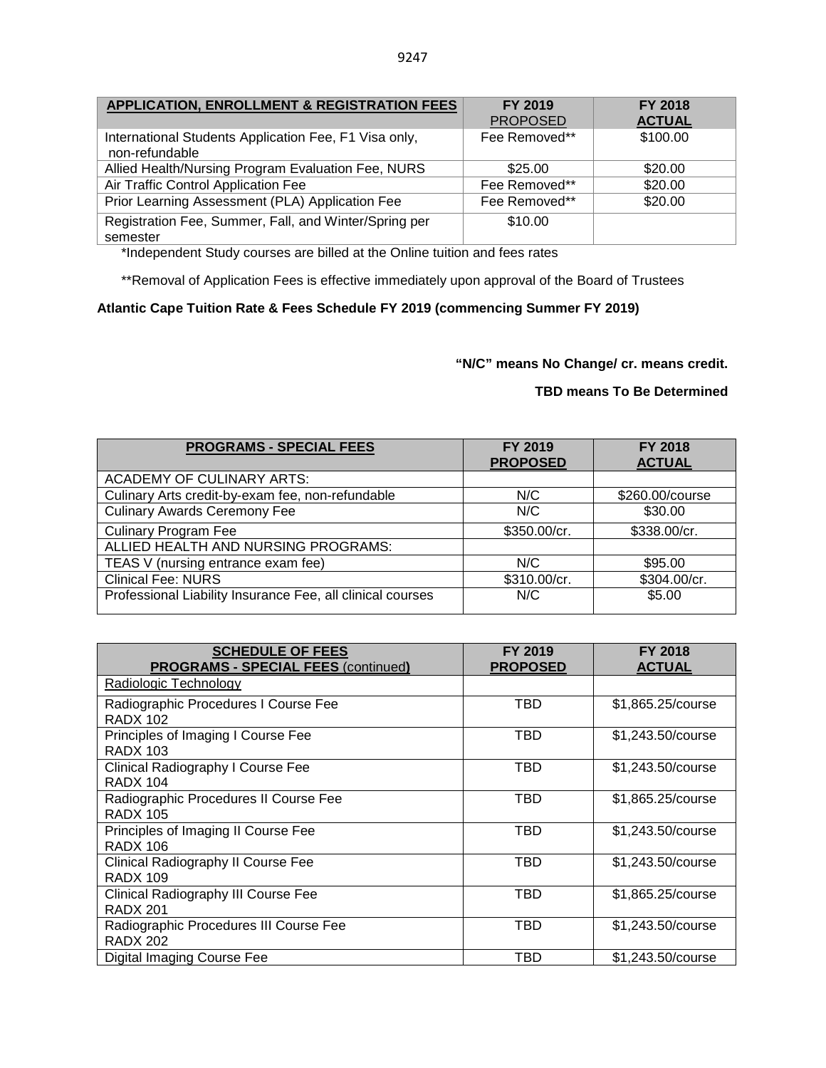| APPLICATION, ENROLLMENT & REGISTRATION FEES | FY 2019 PROPOSED | FY 2018 ACTUAL |
|---|---|---|
| International Students Application Fee, F1 Visa only, non-refundable | Fee Removed** | $100.00 |
| Allied Health/Nursing Program Evaluation Fee, NURS | $25.00 | $20.00 |
| Air Traffic Control Application Fee | Fee Removed** | $20.00 |
| Prior Learning Assessment (PLA) Application Fee | Fee Removed** | $20.00 |
| Registration Fee, Summer, Fall, and Winter/Spring per semester | $10.00 | |

*Independent Study courses are billed at the Online tuition and fees rates

**Removal of Application Fees is effective immediately upon approval of the Board of Trustees

**Atlantic Cape Tuition Rate & Fees Schedule FY 2019 (commencing Summer FY 2019)**

**"N/C" means No Change/ cr. means credit.**

**TBD means To Be Determined**

| PROGRAMS - SPECIAL FEES | FY 2019 PROPOSED | FY 2018 ACTUAL |
|---|---|---|
| ACADEMY OF CULINARY ARTS: | | |
| Culinary Arts credit-by-exam fee, non-refundable | N/C | $260.00/course |
| Culinary Awards Ceremony Fee | N/C | $30.00 |
| Culinary Program Fee | $350.00/cr. | $338.00/cr. |
| ALLIED HEALTH AND NURSING PROGRAMS: | | |
| TEAS V (nursing entrance exam fee) | N/C | $95.00 |
| Clinical Fee: NURS | $310.00/cr. | $304.00/cr. |
| Professional Liability Insurance Fee, all clinical courses | N/C | $5.00 |

| SCHEDULE OF FEES PROGRAMS - SPECIAL FEES (continued) | FY 2019 PROPOSED | FY 2018 ACTUAL |
|---|---|---|
| Radiologic Technology | | |
| Radiographic Procedures I Course Fee RADX 102 | TBD | $1,865.25/course |
| Principles of Imaging I Course Fee RADX 103 | TBD | $1,243.50/course |
| Clinical Radiography I Course Fee RADX 104 | TBD | $1,243.50/course |
| Radiographic Procedures II Course Fee RADX 105 | TBD | $1,865.25/course |
| Principles of Imaging II Course Fee RADX 106 | TBD | $1,243.50/course |
| Clinical Radiography II Course Fee RADX 109 | TBD | $1,243.50/course |
| Clinical Radiography III Course Fee RADX 201 | TBD | $1,865.25/course |
| Radiographic Procedures III Course Fee RADX 202 | TBD | $1,243.50/course |
| Digital Imaging Course Fee | TBD | $1,243.50/course |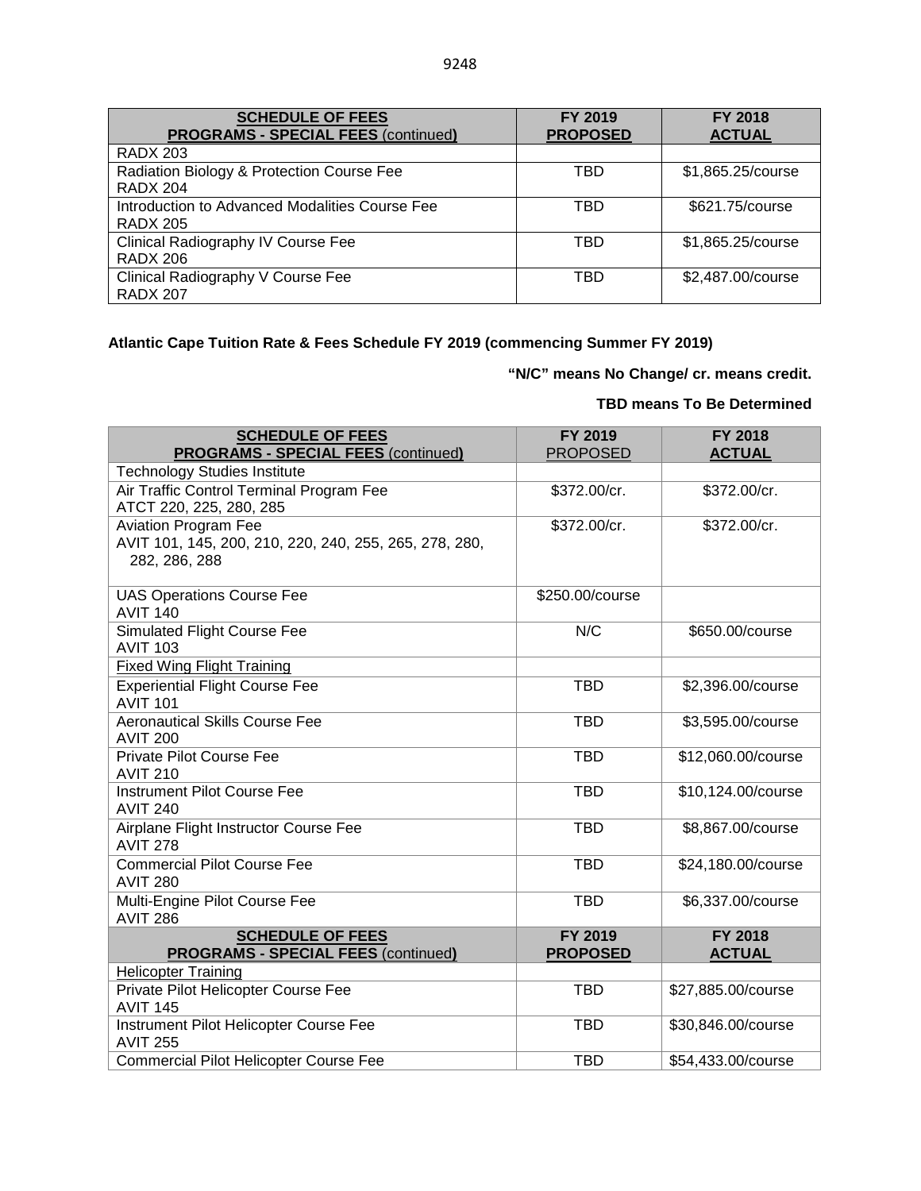| SCHEDULE OF FEES<br>PROGRAMS - SPECIAL FEES (continued) | FY 2019<br>PROPOSED | FY 2018<br>ACTUAL |
|---|---|---|
| RADX 203 | | |
| Radiation Biology & Protection Course Fee<br>RADX 204 | TBD | $1,865.25/course |
| Introduction to Advanced Modalities Course Fee<br>RADX 205 | TBD | $621.75/course |
| Clinical Radiography IV Course Fee<br>RADX 206 | TBD | $1,865.25/course |
| Clinical Radiography V Course Fee<br>RADX 207 | TBD | $2,487.00/course |

**Atlantic Cape Tuition Rate & Fees Schedule FY 2019 (commencing Summer FY 2019)**

**"N/C" means No Change/ cr. means credit.**

**TBD means To Be Determined**

| SCHEDULE OF FEES<br>PROGRAMS - SPECIAL FEES (continued) | FY 2019<br>PROPOSED | FY 2018<br>ACTUAL |
|---|---|---|
| Technology Studies Institute | | |
| Air Traffic Control Terminal Program Fee<br>ATCT 220, 225, 280, 285 | $372.00/cr. | $372.00/cr. |
| Aviation Program Fee<br>AVIT 101, 145, 200, 210, 220, 240, 255, 265, 278, 280, 282, 286, 288 | $372.00/cr. | $372.00/cr. |
| UAS Operations Course Fee<br>AVIT 140 | $250.00/course | |
| Simulated Flight Course Fee<br>AVIT 103 | N/C | $650.00/course |
| Fixed Wing Flight Training | | |
| Experiential Flight Course Fee<br>AVIT 101 | TBD | $2,396.00/course |
| Aeronautical Skills Course Fee<br>AVIT 200 | TBD | $3,595.00/course |
| Private Pilot Course Fee<br>AVIT 210 | TBD | $12,060.00/course |
| Instrument Pilot Course Fee<br>AVIT 240 | TBD | $10,124.00/course |
| Airplane Flight Instructor Course Fee<br>AVIT 278 | TBD | $8,867.00/course |
| Commercial Pilot Course Fee<br>AVIT 280 | TBD | $24,180.00/course |
| Multi-Engine Pilot Course Fee<br>AVIT 286 | TBD | $6,337.00/course |
| **SCHEDULE OF FEES<br>PROGRAMS - SPECIAL FEES (continued)** | **FY 2019<br>PROPOSED** | **FY 2018<br>ACTUAL** |
| Helicopter Training | | |
| Private Pilot Helicopter Course Fee<br>AVIT 145 | TBD | $27,885.00/course |
| Instrument Pilot Helicopter Course Fee<br>AVIT 255 | TBD | $30,846.00/course |
| Commercial Pilot Helicopter Course Fee | TBD | $54,433.00/course |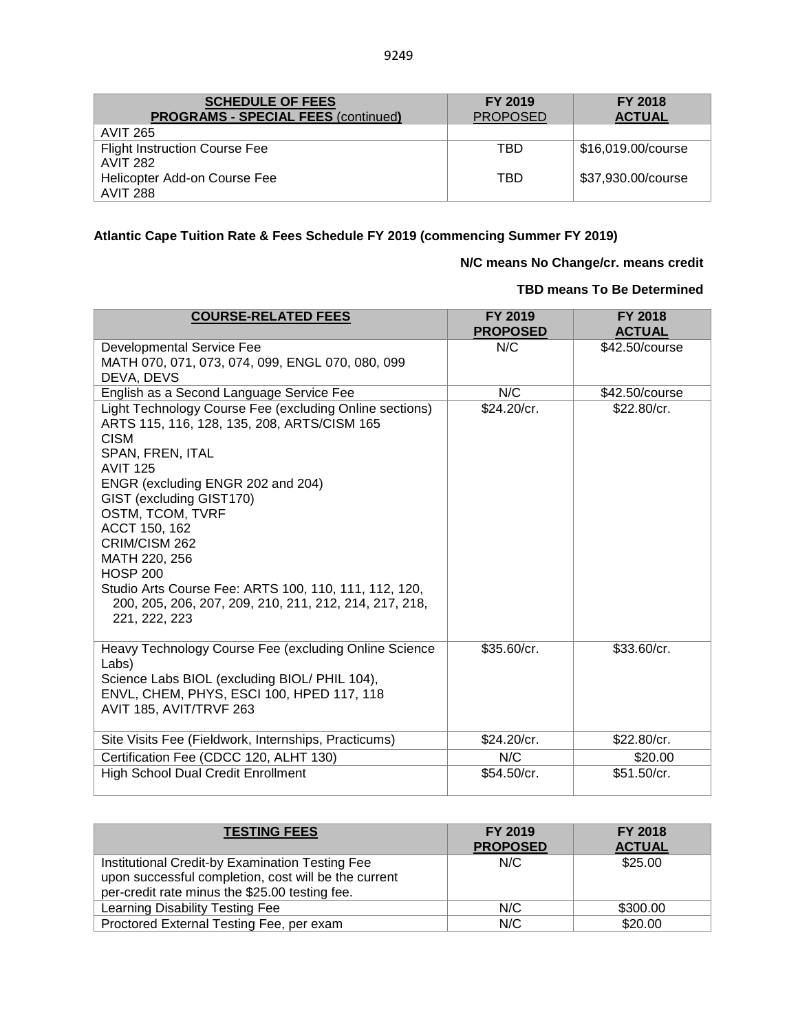| SCHEDULE OF FEES<br>PROGRAMS - SPECIAL FEES (continued) | FY 2019<br>PROPOSED | FY 2018<br>ACTUAL |
|---|---|---|
| AVIT 265 | | |
| Flight Instruction Course Fee<br>AVIT 282 | TBD | $16,019.00/course |
| Helicopter Add-on Course Fee<br>AVIT 288 | TBD | $37,930.00/course |

**Atlantic Cape Tuition Rate & Fees Schedule FY 2019 (commencing Summer FY 2019)**

**N/C means No Change/cr. means credit**

**TBD means To Be Determined**

| COURSE-RELATED FEES | FY 2019<br>PROPOSED | FY 2018<br>ACTUAL |
|---|---|---|
| Developmental Service Fee<br>MATH 070, 071, 073, 074, 099, ENGL 070, 080, 099<br>DEVA, DEVS | N/C | $42.50/course |
| English as a Second Language Service Fee | N/C | $42.50/course |
| Light Technology Course Fee (excluding Online sections)<br>ARTS 115, 116, 128, 135, 208, ARTS/CISM 165<br>CISM<br>SPAN, FREN, ITAL<br>AVIT 125<br>ENGR (excluding ENGR 202 and 204)<br>GIST (excluding GIST170)<br>OSTM, TCOM, TVRF<br>ACCT 150, 162<br>CRIM/CISM 262<br>MATH 220, 256<br>HOSP 200<br>Studio Arts Course Fee: ARTS 100, 110, 111, 112, 120, 200, 205, 206, 207, 209, 210, 211, 212, 214, 217, 218, 221, 222, 223 | $24.20/cr. | $22.80/cr. |
| Heavy Technology Course Fee (excluding Online Science Labs)<br>Science Labs BIOL (excluding BIOL/ PHIL 104),<br>ENVL, CHEM, PHYS, ESCI 100, HPED 117, 118<br>AVIT 185, AVIT/TRVF 263 | $35.60/cr. | $33.60/cr. |
| Site Visits Fee (Fieldwork, Internships, Practicums) | $24.20/cr. | $22.80/cr. |
| Certification Fee (CDCC 120, ALHT 130) | N/C | $20.00 |
| High School Dual Credit Enrollment | $54.50/cr. | $51.50/cr. |

| TESTING FEES | FY 2019<br>PROPOSED | FY 2018<br>ACTUAL |
|---|---|---|
| Institutional Credit-by Examination Testing Fee<br>upon successful completion, cost will be the current per-credit rate minus the $25.00 testing fee. | N/C | $25.00 |
| Learning Disability Testing Fee | N/C | $300.00 |
| Proctored External Testing Fee, per exam | N/C | $20.00 |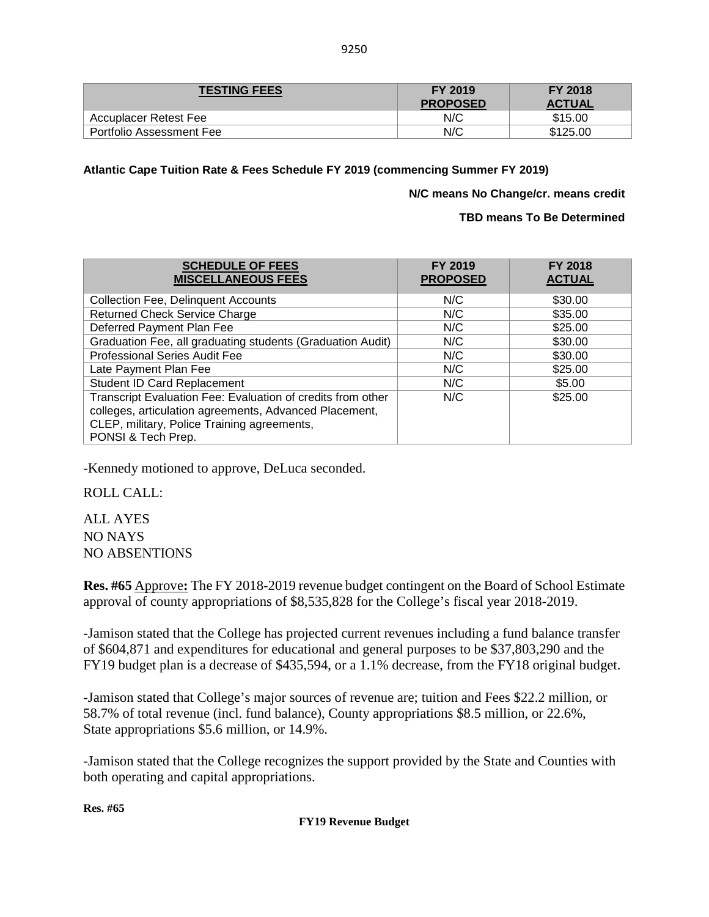| TESTING FEES | FY 2019 PROPOSED | FY 2018 ACTUAL |
|---|---|---|
| Accuplacer Retest Fee | N/C | $15.00 |
| Portfolio Assessment Fee | N/C | $125.00 |

**Atlantic Cape Tuition Rate & Fees Schedule FY 2019 (commencing Summer FY 2019)**

**N/C means No Change/cr. means credit**

**TBD means To Be Determined**

| SCHEDULE OF FEES MISCELLANEOUS FEES | FY 2019 PROPOSED | FY 2018 ACTUAL |
|---|---|---|
| Collection Fee, Delinquent Accounts | N/C | $30.00 |
| Returned Check Service Charge | N/C | $35.00 |
| Deferred Payment Plan Fee | N/C | $25.00 |
| Graduation Fee, all graduating students (Graduation Audit) | N/C | $30.00 |
| Professional Series Audit Fee | N/C | $30.00 |
| Late Payment Plan Fee | N/C | $25.00 |
| Student ID Card Replacement | N/C | $5.00 |
| Transcript Evaluation Fee: Evaluation of credits from other colleges, articulation agreements, Advanced Placement, CLEP, military, Police Training agreements, PONSI & Tech Prep. | N/C | $25.00 |

-Kennedy motioned to approve, DeLuca seconded.

ROLL CALL:

ALL AYES
NO NAYS
NO ABSENTIONS

**Res. #65** Approve**:** The FY 2018-2019 revenue budget contingent on the Board of School Estimate approval of county appropriations of $8,535,828 for the College's fiscal year 2018-2019.

-Jamison stated that the College has projected current revenues including a fund balance transfer of $604,871 and expenditures for educational and general purposes to be $37,803,290 and the FY19 budget plan is a decrease of $435,594, or a 1.1% decrease, from the FY18 original budget.

-Jamison stated that College's major sources of revenue are; tuition and Fees $22.2 million, or 58.7% of total revenue (incl. fund balance), County appropriations $8.5 million, or 22.6%, State appropriations $5.6 million, or 14.9%.

-Jamison stated that the College recognizes the support provided by the State and Counties with both operating and capital appropriations.

**Res. #65**

**FY19 Revenue Budget**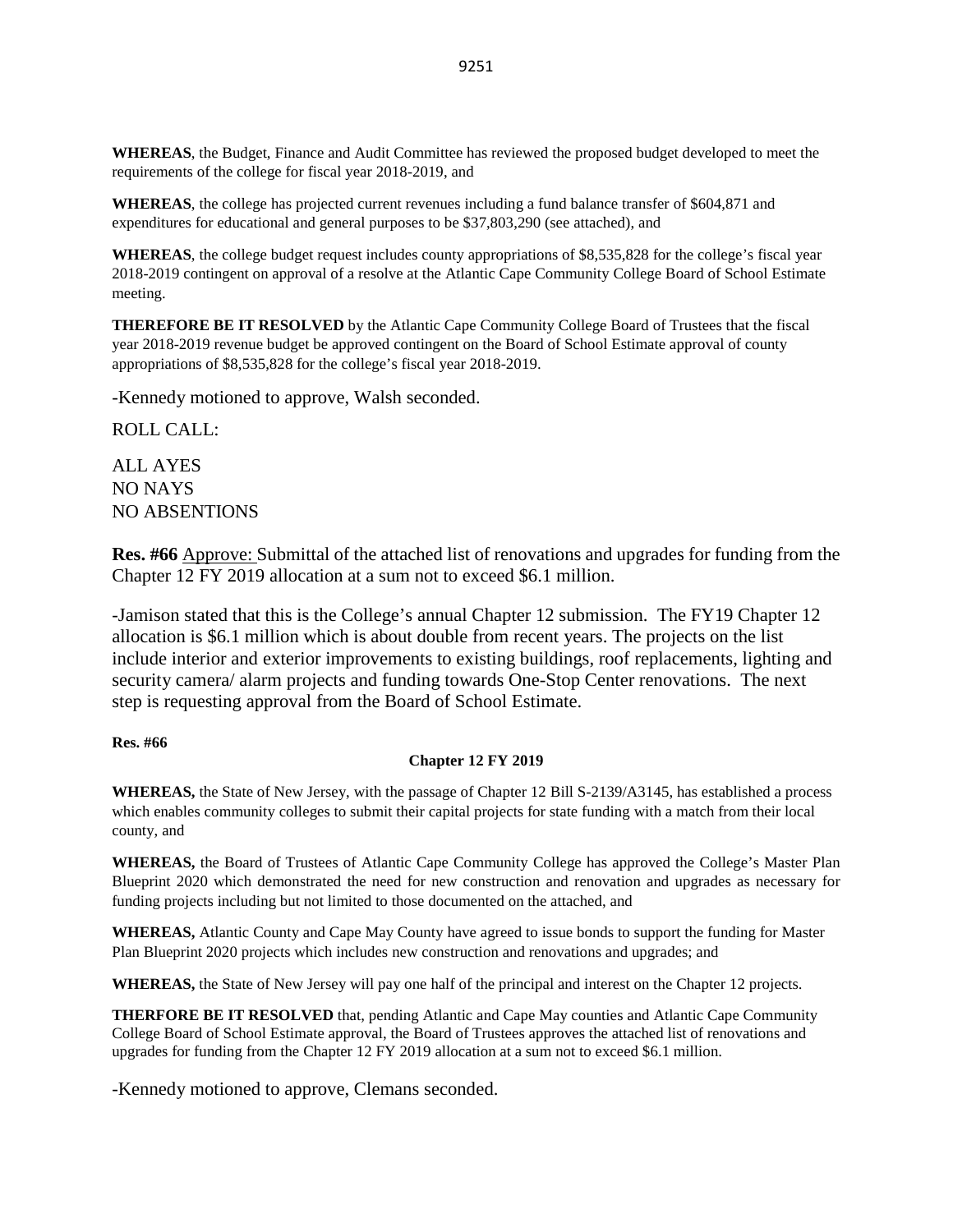**WHEREAS**, the Budget, Finance and Audit Committee has reviewed the proposed budget developed to meet the requirements of the college for fiscal year 2018-2019, and

**WHEREAS**, the college has projected current revenues including a fund balance transfer of $604,871 and expenditures for educational and general purposes to be $37,803,290 (see attached), and

**WHEREAS**, the college budget request includes county appropriations of $8,535,828 for the college's fiscal year 2018-2019 contingent on approval of a resolve at the Atlantic Cape Community College Board of School Estimate meeting.

**THEREFORE BE IT RESOLVED** by the Atlantic Cape Community College Board of Trustees that the fiscal year 2018-2019 revenue budget be approved contingent on the Board of School Estimate approval of county appropriations of $8,535,828 for the college's fiscal year 2018-2019.

-Kennedy motioned to approve, Walsh seconded.

ROLL CALL:

ALL AYES
NO NAYS
NO ABSENTIONS

**Res. #66** Approve: Submittal of the attached list of renovations and upgrades for funding from the Chapter 12 FY 2019 allocation at a sum not to exceed $6.1 million.

-Jamison stated that this is the College's annual Chapter 12 submission. The FY19 Chapter 12 allocation is $6.1 million which is about double from recent years. The projects on the list include interior and exterior improvements to existing buildings, roof replacements, lighting and security camera/ alarm projects and funding towards One-Stop Center renovations. The next step is requesting approval from the Board of School Estimate.

**Res. #66**

**Chapter 12 FY 2019**

**WHEREAS,** the State of New Jersey, with the passage of Chapter 12 Bill S-2139/A3145, has established a process which enables community colleges to submit their capital projects for state funding with a match from their local county, and

**WHEREAS,** the Board of Trustees of Atlantic Cape Community College has approved the College's Master Plan Blueprint 2020 which demonstrated the need for new construction and renovation and upgrades as necessary for funding projects including but not limited to those documented on the attached, and

**WHEREAS,** Atlantic County and Cape May County have agreed to issue bonds to support the funding for Master Plan Blueprint 2020 projects which includes new construction and renovations and upgrades; and

**WHEREAS,** the State of New Jersey will pay one half of the principal and interest on the Chapter 12 projects.

**THERFORE BE IT RESOLVED** that, pending Atlantic and Cape May counties and Atlantic Cape Community College Board of School Estimate approval, the Board of Trustees approves the attached list of renovations and upgrades for funding from the Chapter 12 FY 2019 allocation at a sum not to exceed $6.1 million.

-Kennedy motioned to approve, Clemans seconded.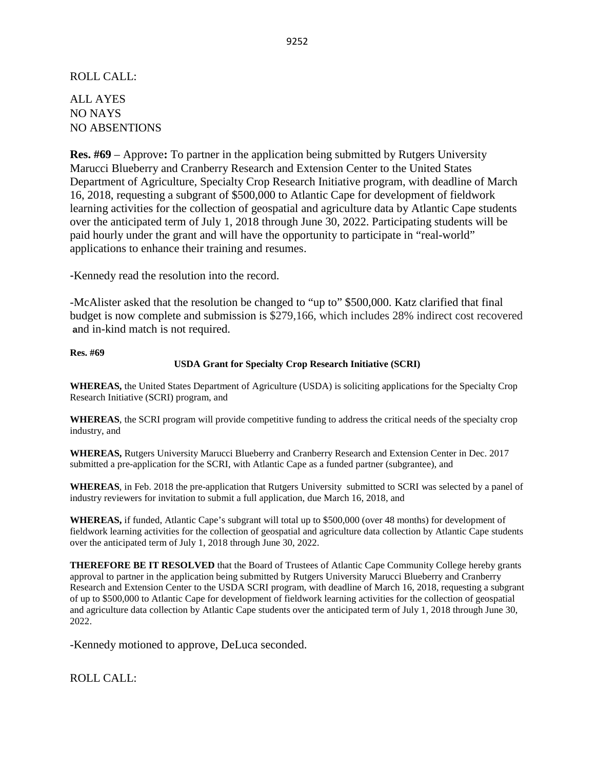ROLL CALL:

ALL AYES
NO NAYS
NO ABSENTIONS

**Res. #69** – Approve**:** To partner in the application being submitted by Rutgers University Marucci Blueberry and Cranberry Research and Extension Center to the United States Department of Agriculture, Specialty Crop Research Initiative program, with deadline of March 16, 2018, requesting a subgrant of $500,000 to Atlantic Cape for development of fieldwork learning activities for the collection of geospatial and agriculture data by Atlantic Cape students over the anticipated term of July 1, 2018 through June 30, 2022. Participating students will be paid hourly under the grant and will have the opportunity to participate in "real-world" applications to enhance their training and resumes.

-Kennedy read the resolution into the record.

-McAlister asked that the resolution be changed to "up to" $500,000. Katz clarified that final budget is now complete and submission is $279,166, which includes 28% indirect cost recovered and in-kind match is not required.

**Res. #69**

**USDA Grant for Specialty Crop Research Initiative (SCRI)**

**WHEREAS,** the United States Department of Agriculture (USDA) is soliciting applications for the Specialty Crop Research Initiative (SCRI) program, and

**WHEREAS**, the SCRI program will provide competitive funding to address the critical needs of the specialty crop industry, and

**WHEREAS,** Rutgers University Marucci Blueberry and Cranberry Research and Extension Center in Dec. 2017 submitted a pre-application for the SCRI, with Atlantic Cape as a funded partner (subgrantee), and

**WHEREAS**, in Feb. 2018 the pre-application that Rutgers University submitted to SCRI was selected by a panel of industry reviewers for invitation to submit a full application, due March 16, 2018, and

**WHEREAS,** if funded, Atlantic Cape's subgrant will total up to $500,000 (over 48 months) for development of fieldwork learning activities for the collection of geospatial and agriculture data collection by Atlantic Cape students over the anticipated term of July 1, 2018 through June 30, 2022.

**THEREFORE BE IT RESOLVED** that the Board of Trustees of Atlantic Cape Community College hereby grants approval to partner in the application being submitted by Rutgers University Marucci Blueberry and Cranberry Research and Extension Center to the USDA SCRI program, with deadline of March 16, 2018, requesting a subgrant of up to $500,000 to Atlantic Cape for development of fieldwork learning activities for the collection of geospatial and agriculture data collection by Atlantic Cape students over the anticipated term of July 1, 2018 through June 30, 2022.

-Kennedy motioned to approve, DeLuca seconded.

ROLL CALL: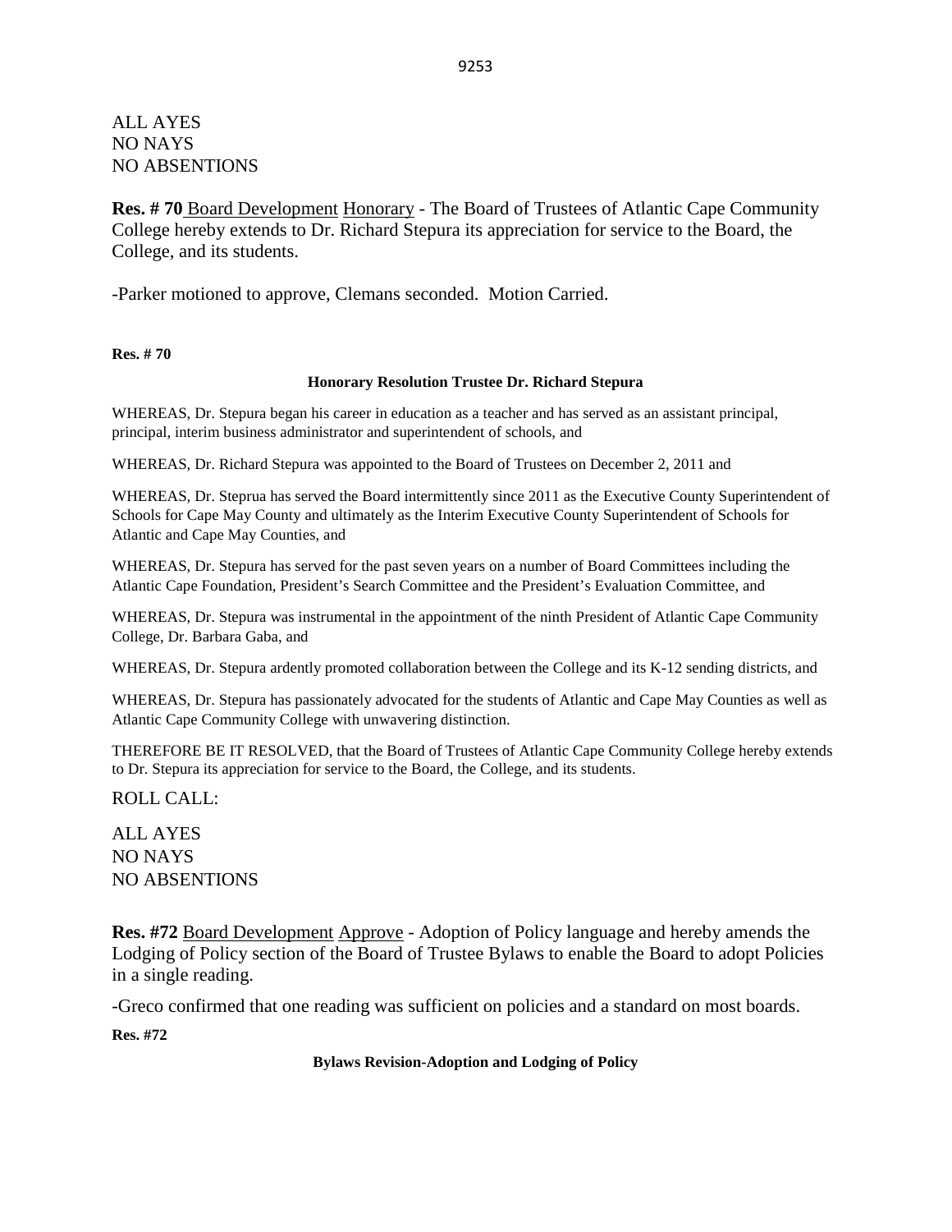ALL AYES
NO NAYS
NO ABSENTIONS

**Res. # 70** Board Development Honorary - The Board of Trustees of Atlantic Cape Community College hereby extends to Dr. Richard Stepura its appreciation for service to the Board, the College, and its students.

-Parker motioned to approve, Clemans seconded. Motion Carried.

**Res. # 70**

**Honorary Resolution Trustee Dr. Richard Stepura**

WHEREAS, Dr. Stepura began his career in education as a teacher and has served as an assistant principal, principal, interim business administrator and superintendent of schools, and

WHEREAS, Dr. Richard Stepura was appointed to the Board of Trustees on December 2, 2011 and

WHEREAS, Dr. Steprua has served the Board intermittently since 2011 as the Executive County Superintendent of Schools for Cape May County and ultimately as the Interim Executive County Superintendent of Schools for Atlantic and Cape May Counties, and

WHEREAS, Dr. Stepura has served for the past seven years on a number of Board Committees including the Atlantic Cape Foundation, President's Search Committee and the President's Evaluation Committee, and

WHEREAS, Dr. Stepura was instrumental in the appointment of the ninth President of Atlantic Cape Community College, Dr. Barbara Gaba, and

WHEREAS, Dr. Stepura ardently promoted collaboration between the College and its K-12 sending districts, and

WHEREAS, Dr. Stepura has passionately advocated for the students of Atlantic and Cape May Counties as well as Atlantic Cape Community College with unwavering distinction.

THEREFORE BE IT RESOLVED, that the Board of Trustees of Atlantic Cape Community College hereby extends to Dr. Stepura its appreciation for service to the Board, the College, and its students.

ROLL CALL:

ALL AYES
NO NAYS
NO ABSENTIONS

**Res. #72** Board Development Approve - Adoption of Policy language and hereby amends the Lodging of Policy section of the Board of Trustee Bylaws to enable the Board to adopt Policies in a single reading.

-Greco confirmed that one reading was sufficient on policies and a standard on most boards.

**Res. #72**

**Bylaws Revision-Adoption and Lodging of Policy**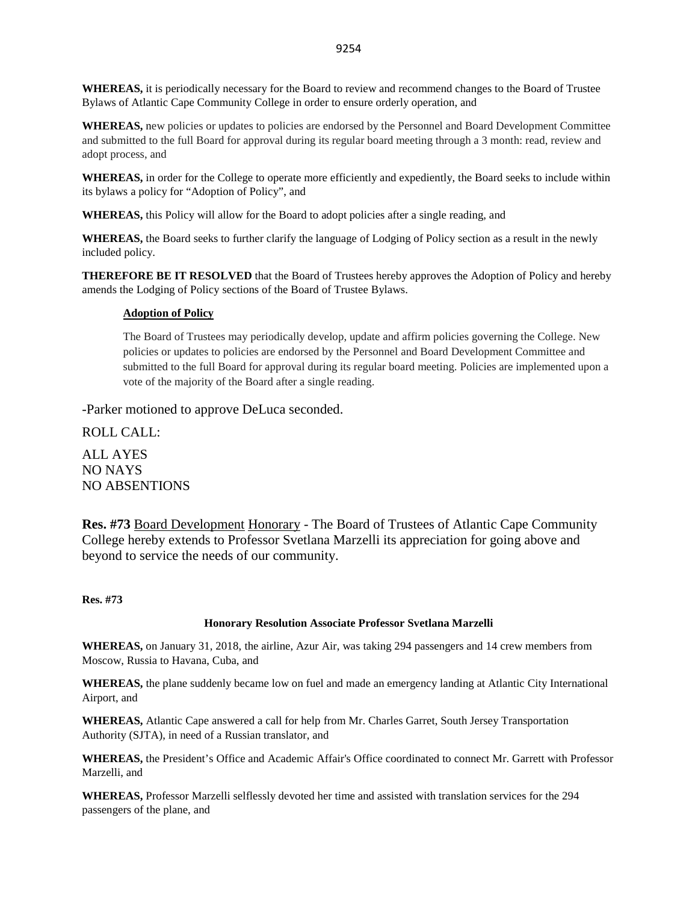**WHEREAS,** it is periodically necessary for the Board to review and recommend changes to the Board of Trustee Bylaws of Atlantic Cape Community College in order to ensure orderly operation, and

**WHEREAS,** new policies or updates to policies are endorsed by the Personnel and Board Development Committee and submitted to the full Board for approval during its regular board meeting through a 3 month: read, review and adopt process, and

**WHEREAS,** in order for the College to operate more efficiently and expediently, the Board seeks to include within its bylaws a policy for "Adoption of Policy", and

**WHEREAS,** this Policy will allow for the Board to adopt policies after a single reading, and

**WHEREAS,** the Board seeks to further clarify the language of Lodging of Policy section as a result in the newly included policy.

**THEREFORE BE IT RESOLVED** that the Board of Trustees hereby approves the Adoption of Policy and hereby amends the Lodging of Policy sections of the Board of Trustee Bylaws.

> **Adoption of Policy**
>
> The Board of Trustees may periodically develop, update and affirm policies governing the College. New policies or updates to policies are endorsed by the Personnel and Board Development Committee and submitted to the full Board for approval during its regular board meeting. Policies are implemented upon a vote of the majority of the Board after a single reading.

-Parker motioned to approve DeLuca seconded.

ROLL CALL:

ALL AYES
NO NAYS
NO ABSENTIONS

**Res. #73** Board Development Honorary - The Board of Trustees of Atlantic Cape Community College hereby extends to Professor Svetlana Marzelli its appreciation for going above and beyond to service the needs of our community.

**Res. #73**

**Honorary Resolution Associate Professor Svetlana Marzelli**

**WHEREAS,** on January 31, 2018, the airline, Azur Air, was taking 294 passengers and 14 crew members from Moscow, Russia to Havana, Cuba, and

**WHEREAS,** the plane suddenly became low on fuel and made an emergency landing at Atlantic City International Airport, and

**WHEREAS,** Atlantic Cape answered a call for help from Mr. Charles Garret, South Jersey Transportation Authority (SJTA), in need of a Russian translator, and

**WHEREAS,** the President's Office and Academic Affair's Office coordinated to connect Mr. Garrett with Professor Marzelli, and

**WHEREAS,** Professor Marzelli selflessly devoted her time and assisted with translation services for the 294 passengers of the plane, and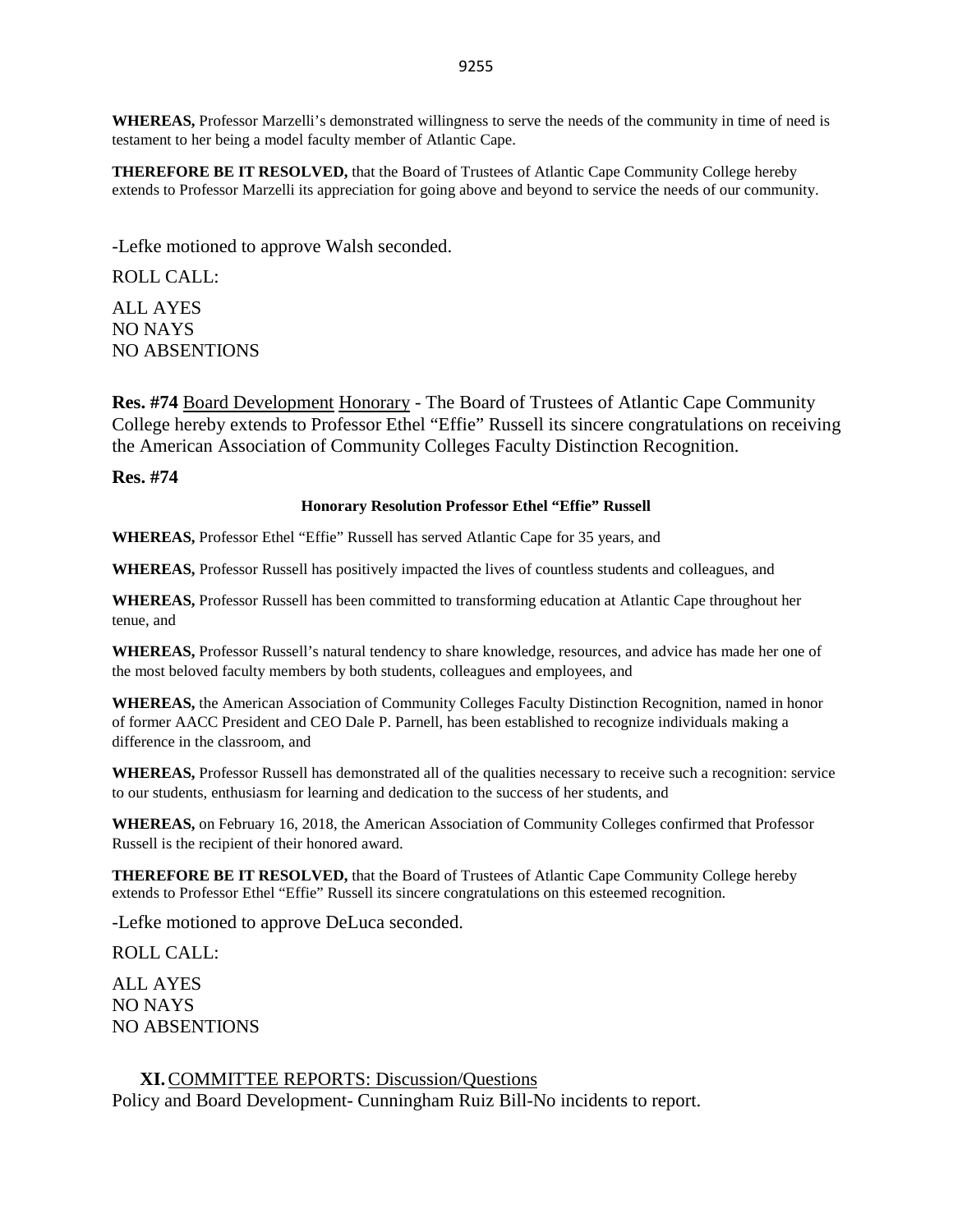**WHEREAS,** Professor Marzelli's demonstrated willingness to serve the needs of the community in time of need is testament to her being a model faculty member of Atlantic Cape.

**THEREFORE BE IT RESOLVED,** that the Board of Trustees of Atlantic Cape Community College hereby extends to Professor Marzelli its appreciation for going above and beyond to service the needs of our community.

-Lefke motioned to approve Walsh seconded.

ROLL CALL:

ALL AYES
NO NAYS
NO ABSENTIONS

**Res. #74** Board Development Honorary - The Board of Trustees of Atlantic Cape Community College hereby extends to Professor Ethel "Effie" Russell its sincere congratulations on receiving the American Association of Community Colleges Faculty Distinction Recognition.

**Res. #74**

**Honorary Resolution Professor Ethel "Effie" Russell**

**WHEREAS,** Professor Ethel "Effie" Russell has served Atlantic Cape for 35 years, and

**WHEREAS,** Professor Russell has positively impacted the lives of countless students and colleagues, and

**WHEREAS,** Professor Russell has been committed to transforming education at Atlantic Cape throughout her tenue, and

**WHEREAS,** Professor Russell's natural tendency to share knowledge, resources, and advice has made her one of the most beloved faculty members by both students, colleagues and employees, and

**WHEREAS,** the American Association of Community Colleges Faculty Distinction Recognition, named in honor of former AACC President and CEO Dale P. Parnell, has been established to recognize individuals making a difference in the classroom, and

**WHEREAS,** Professor Russell has demonstrated all of the qualities necessary to receive such a recognition: service to our students, enthusiasm for learning and dedication to the success of her students, and

**WHEREAS,** on February 16, 2018, the American Association of Community Colleges confirmed that Professor Russell is the recipient of their honored award.

**THEREFORE BE IT RESOLVED,** that the Board of Trustees of Atlantic Cape Community College hereby extends to Professor Ethel "Effie" Russell its sincere congratulations on this esteemed recognition.

-Lefke motioned to approve DeLuca seconded.

ROLL CALL:

ALL AYES
NO NAYS
NO ABSENTIONS

**XI.** COMMITTEE REPORTS: Discussion/Questions

Policy and Board Development- Cunningham Ruiz Bill-No incidents to report.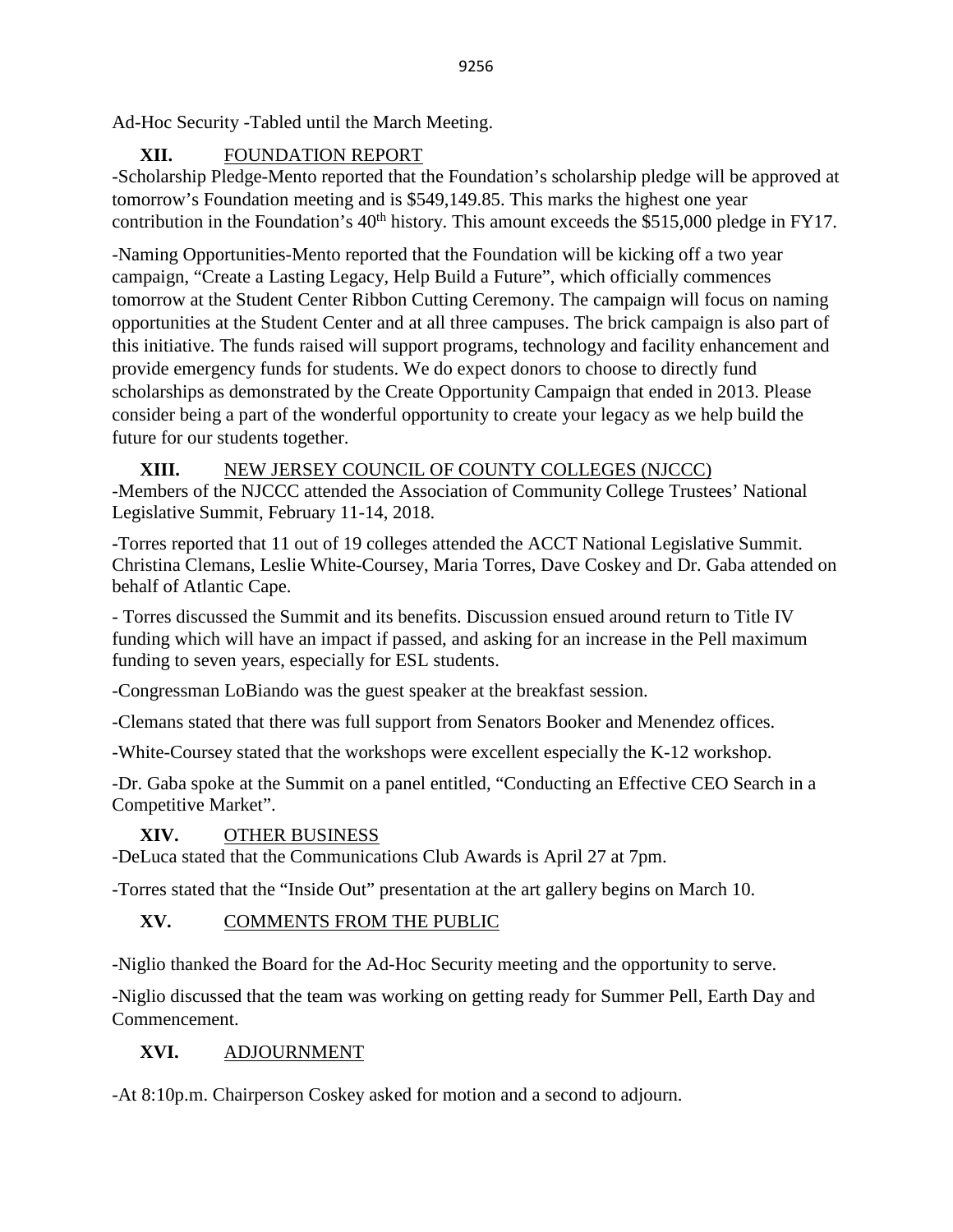Ad-Hoc Security -Tabled until the March Meeting.

## XII. FOUNDATION REPORT

-Scholarship Pledge-Mento reported that the Foundation's scholarship pledge will be approved at tomorrow's Foundation meeting and is $549,149.85. This marks the highest one year contribution in the Foundation's 40th history. This amount exceeds the $515,000 pledge in FY17.

-Naming Opportunities-Mento reported that the Foundation will be kicking off a two year campaign, "Create a Lasting Legacy, Help Build a Future", which officially commences tomorrow at the Student Center Ribbon Cutting Ceremony. The campaign will focus on naming opportunities at the Student Center and at all three campuses. The brick campaign is also part of this initiative. The funds raised will support programs, technology and facility enhancement and provide emergency funds for students. We do expect donors to choose to directly fund scholarships as demonstrated by the Create Opportunity Campaign that ended in 2013. Please consider being a part of the wonderful opportunity to create your legacy as we help build the future for our students together.

## XIII. NEW JERSEY COUNCIL OF COUNTY COLLEGES (NJCCC)

-Members of the NJCCC attended the Association of Community College Trustees' National Legislative Summit, February 11-14, 2018.

-Torres reported that 11 out of 19 colleges attended the ACCT National Legislative Summit. Christina Clemans, Leslie White-Coursey, Maria Torres, Dave Coskey and Dr. Gaba attended on behalf of Atlantic Cape.

- Torres discussed the Summit and its benefits. Discussion ensued around return to Title IV funding which will have an impact if passed, and asking for an increase in the Pell maximum funding to seven years, especially for ESL students.

-Congressman LoBiando was the guest speaker at the breakfast session.

-Clemans stated that there was full support from Senators Booker and Menendez offices.

-White-Coursey stated that the workshops were excellent especially the K-12 workshop.

-Dr. Gaba spoke at the Summit on a panel entitled, "Conducting an Effective CEO Search in a Competitive Market".

## XIV. OTHER BUSINESS

-DeLuca stated that the Communications Club Awards is April 27 at 7pm.

-Torres stated that the "Inside Out" presentation at the art gallery begins on March 10.

## XV. COMMENTS FROM THE PUBLIC

-Niglio thanked the Board for the Ad-Hoc Security meeting and the opportunity to serve.

-Niglio discussed that the team was working on getting ready for Summer Pell, Earth Day and Commencement.

## XVI. ADJOURNMENT

-At 8:10p.m. Chairperson Coskey asked for motion and a second to adjourn.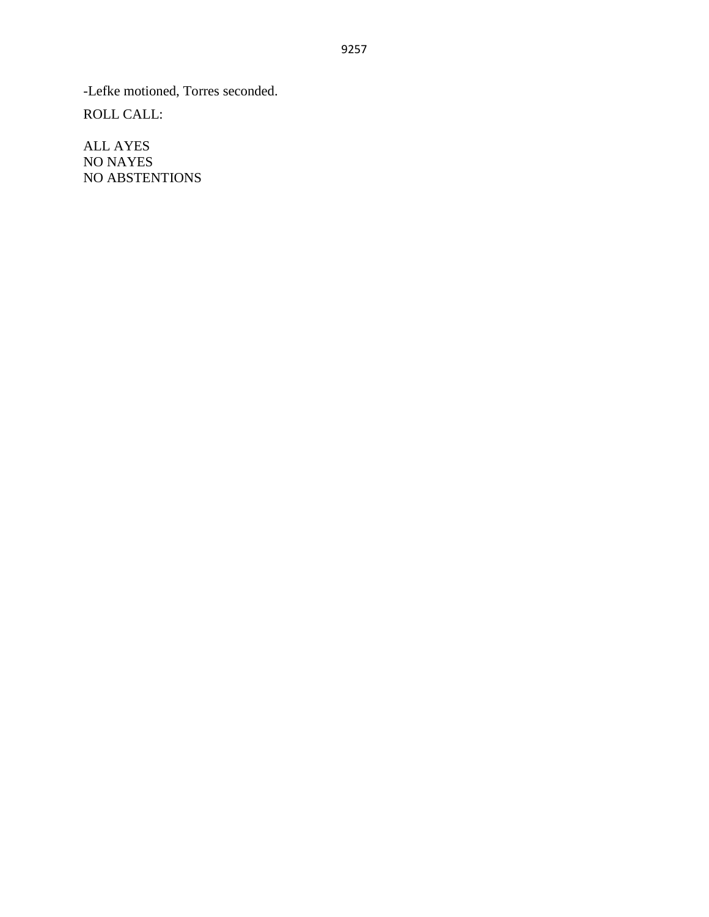-Lefke motioned, Torres seconded.

ROLL CALL:

ALL AYES
NO NAYES
NO ABSTENTIONS